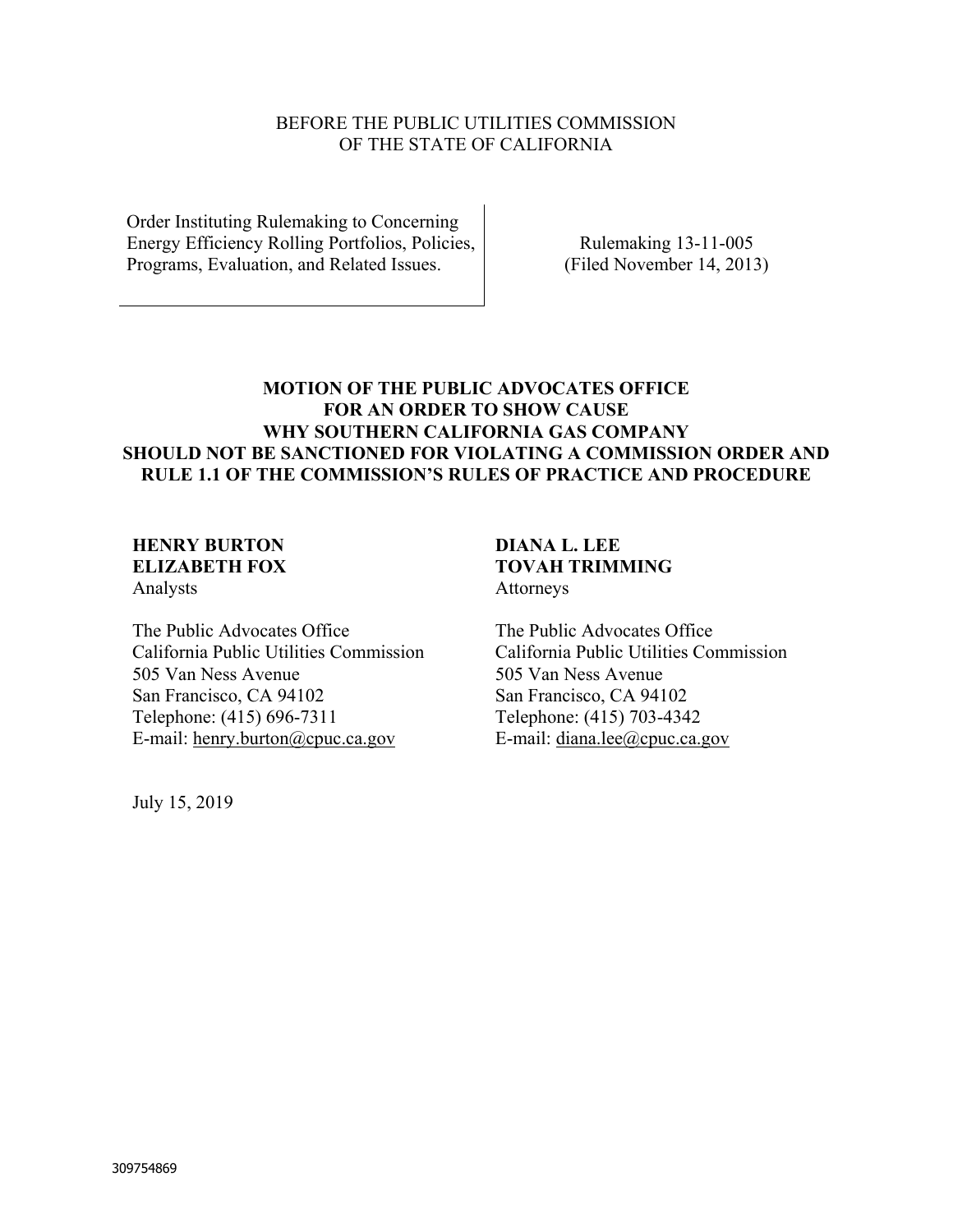BEFORE THE PUBLIC UTILITIES COMMISSION
OF THE STATE OF CALIFORNIA

| | |
|---|---|
| Order Instituting Rulemaking to Concerning Energy Efficiency Rolling Portfolios, Policies, Programs, Evaluation, and Related Issues. | Rulemaking 13-11-005 (Filed November 14, 2013) |

**MOTION OF THE PUBLIC ADVOCATES OFFICE FOR AN ORDER TO SHOW CAUSE WHY SOUTHERN CALIFORNIA GAS COMPANY SHOULD NOT BE SANCTIONED FOR VIOLATING A COMMISSION ORDER AND RULE 1.1 OF THE COMMISSION'S RULES OF PRACTICE AND PROCEDURE**

**HENRY BURTON**
**ELIZABETH FOX**
Analysts

The Public Advocates Office
California Public Utilities Commission
505 Van Ness Avenue
San Francisco, CA 94102
Telephone: (415) 696-7311
E-mail: henry.burton@cpuc.ca.gov

**DIANA L. LEE**
**TOVAH TRIMMING**
Attorneys

The Public Advocates Office
California Public Utilities Commission
505 Van Ness Avenue
San Francisco, CA 94102
Telephone: (415) 703-4342
E-mail: diana.lee@cpuc.ca.gov

July 15, 2019

309754869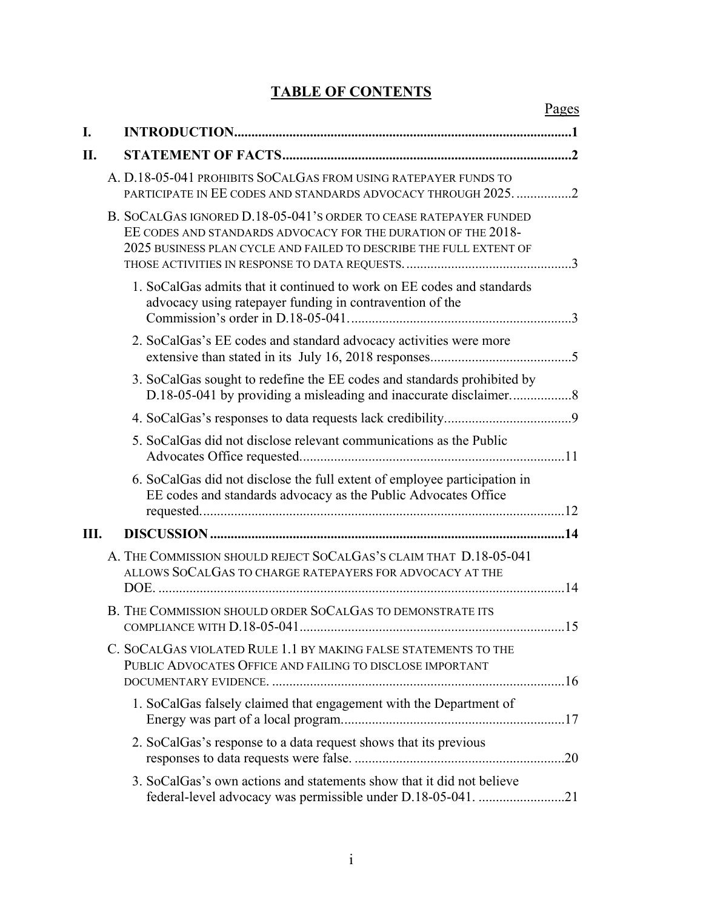# TABLE OF CONTENTS

| | | Pages |
|---|---|---|
| **I.** | **INTRODUCTION** | **1** |
| **II.** | **STATEMENT OF FACTS** | **2** |
| | A. D.18-05-041 PROHIBITS SOCALGAS FROM USING RATEPAYER FUNDS TO PARTICIPATE IN EE CODES AND STANDARDS ADVOCACY THROUGH 2025. | 2 |
| | B. SOCALGAS IGNORED D.18-05-041'S ORDER TO CEASE RATEPAYER FUNDED EE CODES AND STANDARDS ADVOCACY FOR THE DURATION OF THE 2018-2025 BUSINESS PLAN CYCLE AND FAILED TO DESCRIBE THE FULL EXTENT OF THOSE ACTIVITIES IN RESPONSE TO DATA REQUESTS. | 3 |
| | 1. SoCalGas admits that it continued to work on EE codes and standards advocacy using ratepayer funding in contravention of the Commission's order in D.18-05-041. | 3 |
| | 2. SoCalGas's EE codes and standard advocacy activities were more extensive than stated in its July 16, 2018 responses. | 5 |
| | 3. SoCalGas sought to redefine the EE codes and standards prohibited by D.18-05-041 by providing a misleading and inaccurate disclaimer. | 8 |
| | 4. SoCalGas's responses to data requests lack credibility. | 9 |
| | 5. SoCalGas did not disclose relevant communications as the Public Advocates Office requested. | 11 |
| | 6. SoCalGas did not disclose the full extent of employee participation in EE codes and standards advocacy as the Public Advocates Office requested. | 12 |
| **III.** | **DISCUSSION** | **14** |
| | A. THE COMMISSION SHOULD REJECT SOCALGAS'S CLAIM THAT D.18-05-041 ALLOWS SOCALGAS TO CHARGE RATEPAYERS FOR ADVOCACY AT THE DOE. | 14 |
| | B. THE COMMISSION SHOULD ORDER SOCALGAS TO DEMONSTRATE ITS COMPLIANCE WITH D.18-05-041 | 15 |
| | C. SOCALGAS VIOLATED RULE 1.1 BY MAKING FALSE STATEMENTS TO THE PUBLIC ADVOCATES OFFICE AND FAILING TO DISCLOSE IMPORTANT DOCUMENTARY EVIDENCE. | 16 |
| | 1. SoCalGas falsely claimed that engagement with the Department of Energy was part of a local program. | 17 |
| | 2. SoCalGas's response to a data request shows that its previous responses to data requests were false. | 20 |
| | 3. SoCalGas's own actions and statements show that it did not believe federal-level advocacy was permissible under D.18-05-041. | 21 |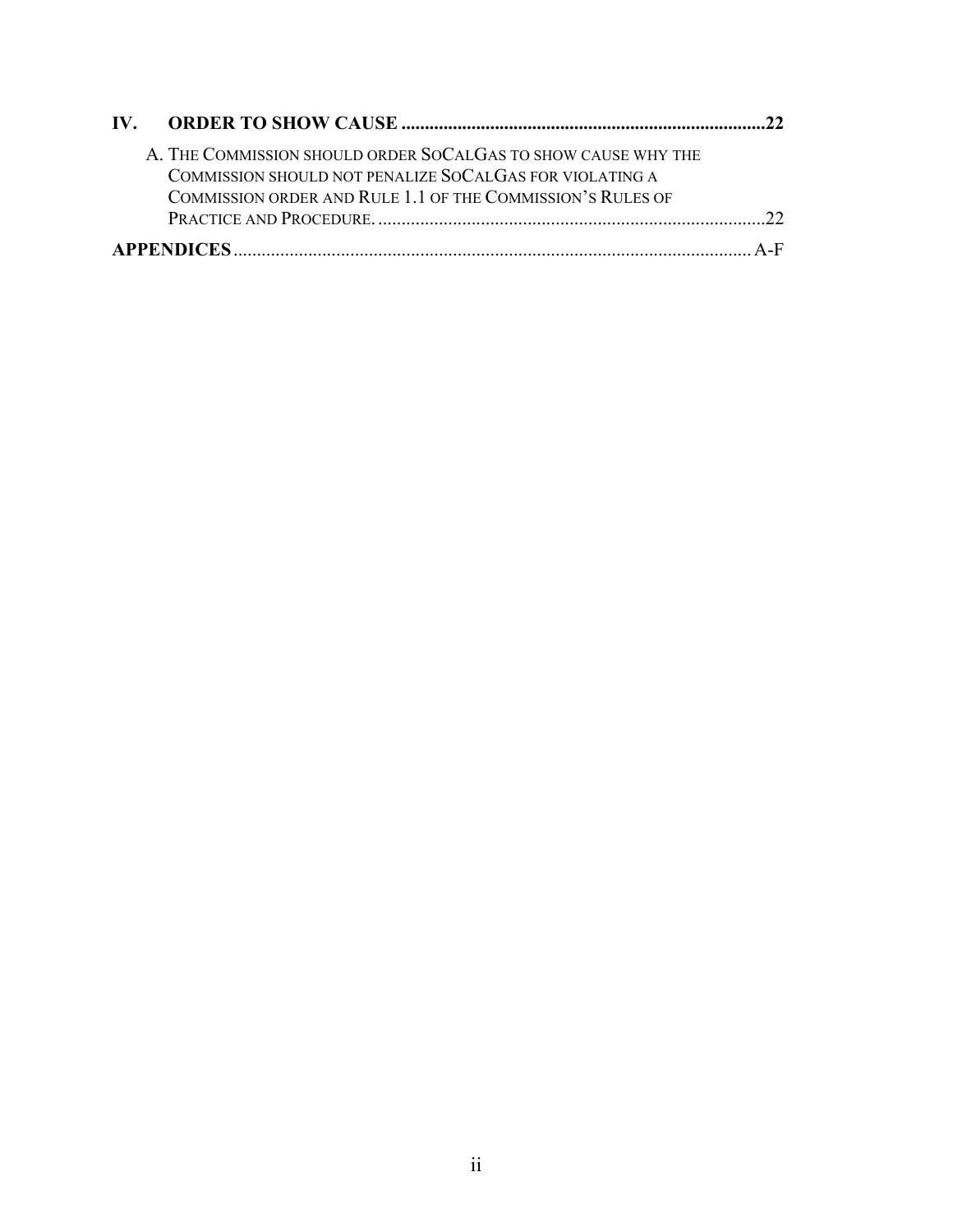**IV. ORDER TO SHOW CAUSE ......................................................................................22**

A. THE COMMISSION SHOULD ORDER SOCALGAS TO SHOW CAUSE WHY THE COMMISSION SHOULD NOT PENALIZE SOCALGAS FOR VIOLATING A COMMISSION ORDER AND RULE 1.1 OF THE COMMISSION'S RULES OF PRACTICE AND PROCEDURE. ......................................................................................22

**APPENDICES** ...................................................................................................... A-F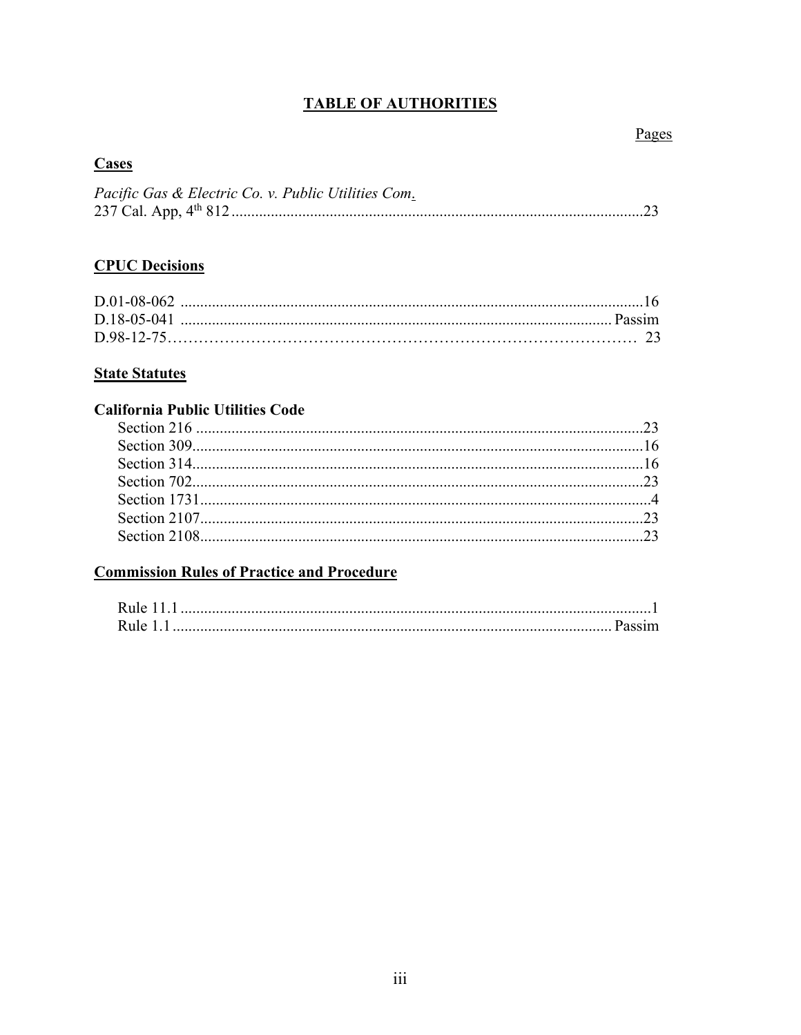# TABLE OF AUTHORITIES

Pages

**Cases**

*Pacific Gas & Electric Co. v. Public Utilities Com*.
237 Cal. App, 4th 812 ........................................................................................................23

**CPUC Decisions**

D.01-08-062 ......................................................................................................................16
D.18-05-041 ............................................................................................................ Passim
D.98-12-75……………………………………………………………………………… 23

**State Statutes**

**California Public Utilities Code**

Section 216 ..................................................................................................................23
Section 309...................................................................................................................16
Section 314...................................................................................................................16
Section 702...................................................................................................................23
Section 1731...................................................................................................................4
Section 2107.................................................................................................................23
Section 2108.................................................................................................................23

**Commission Rules of Practice and Procedure**

Rule 11.1 ........................................................................................................................1
Rule 1.1 ............................................................................................................... Passim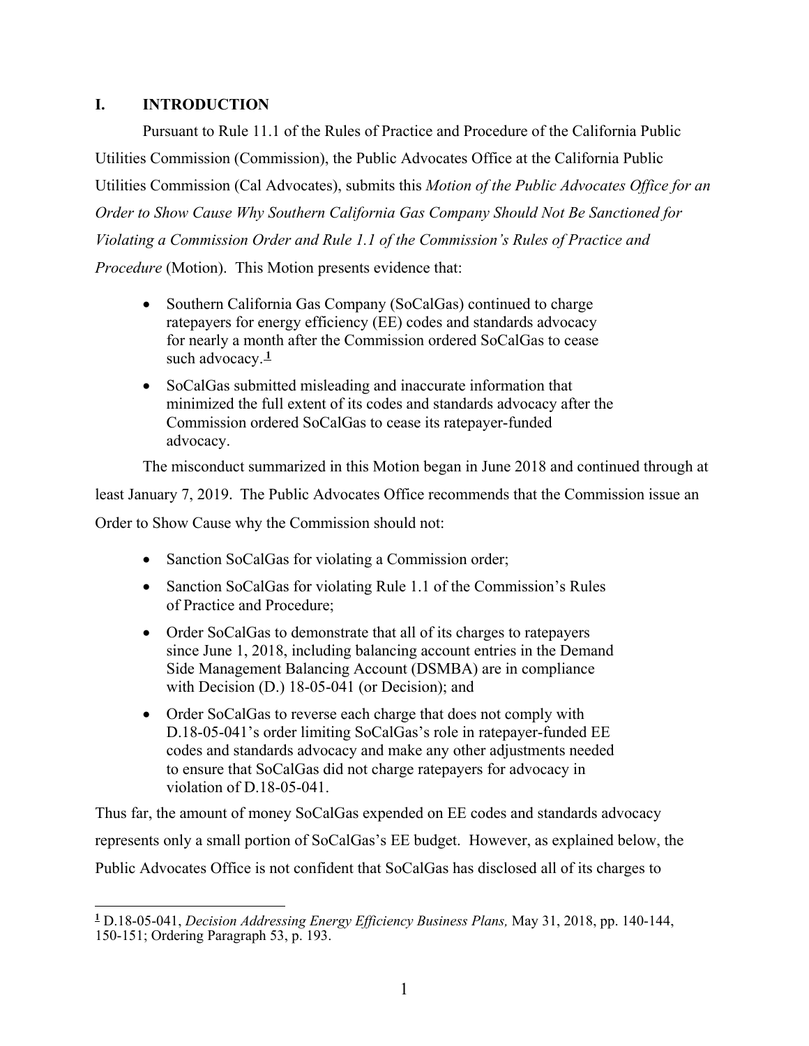## I. INTRODUCTION

Pursuant to Rule 11.1 of the Rules of Practice and Procedure of the California Public Utilities Commission (Commission), the Public Advocates Office at the California Public Utilities Commission (Cal Advocates), submits this *Motion of the Public Advocates Office for an Order to Show Cause Why Southern California Gas Company Should Not Be Sanctioned for Violating a Commission Order and Rule 1.1 of the Commission's Rules of Practice and Procedure* (Motion). This Motion presents evidence that:

- Southern California Gas Company (SoCalGas) continued to charge ratepayers for energy efficiency (EE) codes and standards advocacy for nearly a month after the Commission ordered SoCalGas to cease such advocacy.[1]
- SoCalGas submitted misleading and inaccurate information that minimized the full extent of its codes and standards advocacy after the Commission ordered SoCalGas to cease its ratepayer-funded advocacy.

The misconduct summarized in this Motion began in June 2018 and continued through at least January 7, 2019. The Public Advocates Office recommends that the Commission issue an Order to Show Cause why the Commission should not:

- Sanction SoCalGas for violating a Commission order;
- Sanction SoCalGas for violating Rule 1.1 of the Commission's Rules of Practice and Procedure;
- Order SoCalGas to demonstrate that all of its charges to ratepayers since June 1, 2018, including balancing account entries in the Demand Side Management Balancing Account (DSMBA) are in compliance with Decision (D.) 18-05-041 (or Decision); and
- Order SoCalGas to reverse each charge that does not comply with D.18-05-041's order limiting SoCalGas's role in ratepayer-funded EE codes and standards advocacy and make any other adjustments needed to ensure that SoCalGas did not charge ratepayers for advocacy in violation of D.18-05-041.

Thus far, the amount of money SoCalGas expended on EE codes and standards advocacy represents only a small portion of SoCalGas's EE budget. However, as explained below, the Public Advocates Office is not confident that SoCalGas has disclosed all of its charges to

---

[1] D.18-05-041, *Decision Addressing Energy Efficiency Business Plans,* May 31, 2018, pp. 140-144, 150-151; Ordering Paragraph 53, p. 193.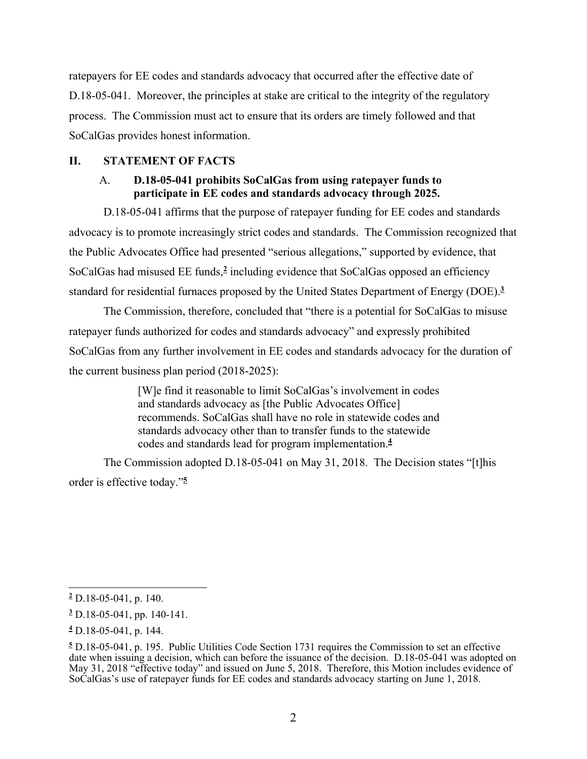ratepayers for EE codes and standards advocacy that occurred after the effective date of D.18-05-041. Moreover, the principles at stake are critical to the integrity of the regulatory process. The Commission must act to ensure that its orders are timely followed and that SoCalGas provides honest information.

## II. STATEMENT OF FACTS

### A. D.18-05-041 prohibits SoCalGas from using ratepayer funds to participate in EE codes and standards advocacy through 2025.

D.18-05-041 affirms that the purpose of ratepayer funding for EE codes and standards advocacy is to promote increasingly strict codes and standards. The Commission recognized that the Public Advocates Office had presented "serious allegations," supported by evidence, that SoCalGas had misused EE funds,[2] including evidence that SoCalGas opposed an efficiency standard for residential furnaces proposed by the United States Department of Energy (DOE).[3]

The Commission, therefore, concluded that "there is a potential for SoCalGas to misuse ratepayer funds authorized for codes and standards advocacy" and expressly prohibited SoCalGas from any further involvement in EE codes and standards advocacy for the duration of the current business plan period (2018-2025):

> [W]e find it reasonable to limit SoCalGas's involvement in codes and standards advocacy as [the Public Advocates Office] recommends. SoCalGas shall have no role in statewide codes and standards advocacy other than to transfer funds to the statewide codes and standards lead for program implementation.[4]

The Commission adopted D.18-05-041 on May 31, 2018. The Decision states "[t]his order is effective today."[5]

---

[2] D.18-05-041, p. 140.

[3] D.18-05-041, pp. 140-141.

[4] D.18-05-041, p. 144.

[5] D.18-05-041, p. 195. Public Utilities Code Section 1731 requires the Commission to set an effective date when issuing a decision, which can before the issuance of the decision. D.18-05-041 was adopted on May 31, 2018 "effective today" and issued on June 5, 2018. Therefore, this Motion includes evidence of SoCalGas's use of ratepayer funds for EE codes and standards advocacy starting on June 1, 2018.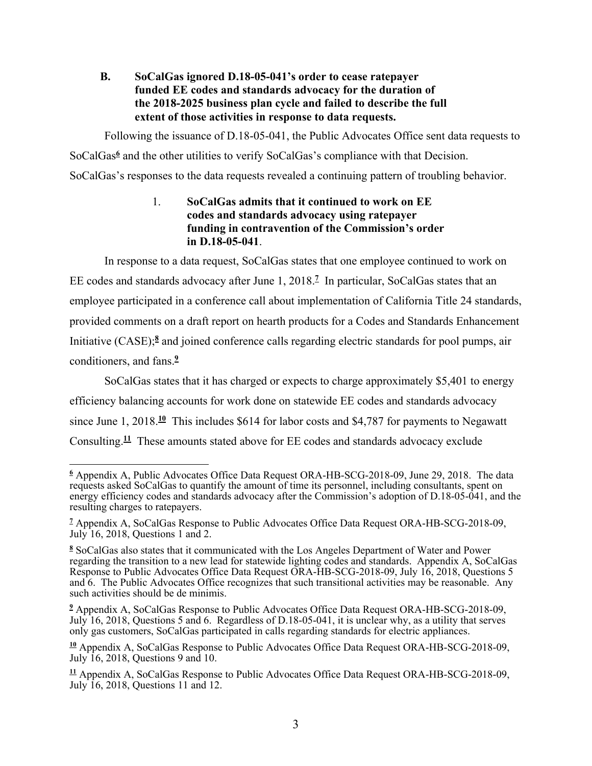### B. SoCalGas ignored D.18-05-041's order to cease ratepayer funded EE codes and standards advocacy for the duration of the 2018-2025 business plan cycle and failed to describe the full extent of those activities in response to data requests.

Following the issuance of D.18-05-041, the Public Advocates Office sent data requests to SoCalGas[6] and the other utilities to verify SoCalGas's compliance with that Decision. SoCalGas's responses to the data requests revealed a continuing pattern of troubling behavior.

#### 1. SoCalGas admits that it continued to work on EE codes and standards advocacy using ratepayer funding in contravention of the Commission's order in D.18-05-041.

In response to a data request, SoCalGas states that one employee continued to work on EE codes and standards advocacy after June 1, 2018.[7] In particular, SoCalGas states that an employee participated in a conference call about implementation of California Title 24 standards, provided comments on a draft report on hearth products for a Codes and Standards Enhancement Initiative (CASE);[8] and joined conference calls regarding electric standards for pool pumps, air conditioners, and fans.[9]

SoCalGas states that it has charged or expects to charge approximately $5,401 to energy efficiency balancing accounts for work done on statewide EE codes and standards advocacy since June 1, 2018.[10] This includes $614 for labor costs and $4,787 for payments to Negawatt Consulting.[11] These amounts stated above for EE codes and standards advocacy exclude

---

[6] Appendix A, Public Advocates Office Data Request ORA-HB-SCG-2018-09, June 29, 2018. The data requests asked SoCalGas to quantify the amount of time its personnel, including consultants, spent on energy efficiency codes and standards advocacy after the Commission's adoption of D.18-05-041, and the resulting charges to ratepayers.

[7] Appendix A, SoCalGas Response to Public Advocates Office Data Request ORA-HB-SCG-2018-09, July 16, 2018, Questions 1 and 2.

[8] SoCalGas also states that it communicated with the Los Angeles Department of Water and Power regarding the transition to a new lead for statewide lighting codes and standards. Appendix A, SoCalGas Response to Public Advocates Office Data Request ORA-HB-SCG-2018-09, July 16, 2018, Questions 5 and 6. The Public Advocates Office recognizes that such transitional activities may be reasonable. Any such activities should be de minimis.

[9] Appendix A, SoCalGas Response to Public Advocates Office Data Request ORA-HB-SCG-2018-09, July 16, 2018, Questions 5 and 6. Regardless of D.18-05-041, it is unclear why, as a utility that serves only gas customers, SoCalGas participated in calls regarding standards for electric appliances.

[10] Appendix A, SoCalGas Response to Public Advocates Office Data Request ORA-HB-SCG-2018-09, July 16, 2018, Questions 9 and 10.

[11] Appendix A, SoCalGas Response to Public Advocates Office Data Request ORA-HB-SCG-2018-09, July 16, 2018, Questions 11 and 12.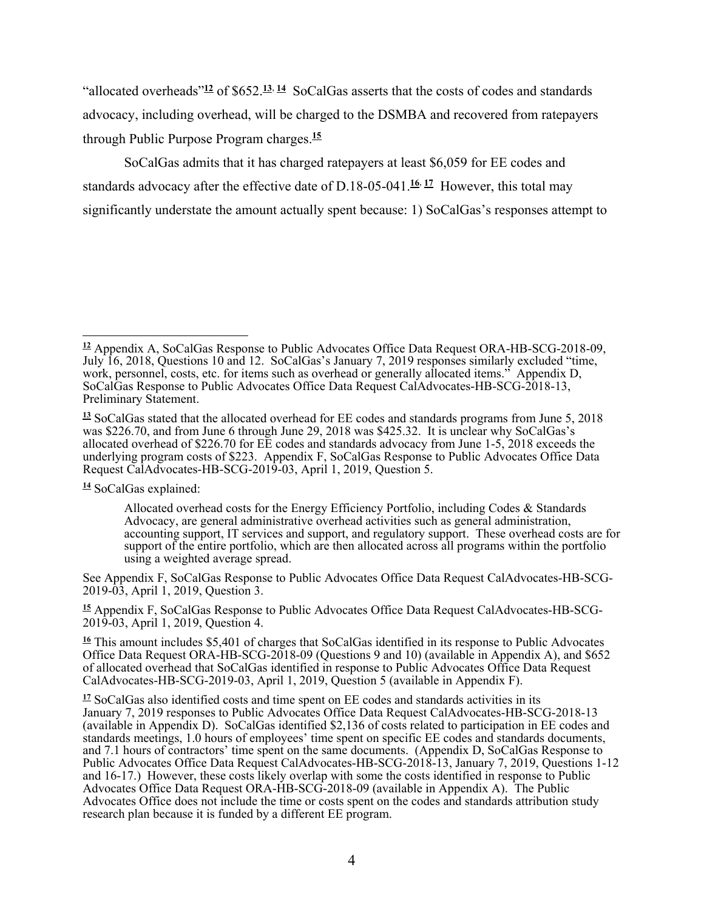"allocated overheads"[12] of $652.[13, 14] SoCalGas asserts that the costs of codes and standards advocacy, including overhead, will be charged to the DSMBA and recovered from ratepayers through Public Purpose Program charges.[15]

SoCalGas admits that it has charged ratepayers at least $6,059 for EE codes and standards advocacy after the effective date of D.18-05-041.[16, 17] However, this total may significantly understate the amount actually spent because: 1) SoCalGas's responses attempt to

---

[12] Appendix A, SoCalGas Response to Public Advocates Office Data Request ORA-HB-SCG-2018-09, July 16, 2018, Questions 10 and 12. SoCalGas's January 7, 2019 responses similarly excluded "time, work, personnel, costs, etc. for items such as overhead or generally allocated items." Appendix D, SoCalGas Response to Public Advocates Office Data Request CalAdvocates-HB-SCG-2018-13, Preliminary Statement.

[13] SoCalGas stated that the allocated overhead for EE codes and standards programs from June 5, 2018 was $226.70, and from June 6 through June 29, 2018 was $425.32. It is unclear why SoCalGas's allocated overhead of $226.70 for EE codes and standards advocacy from June 1-5, 2018 exceeds the underlying program costs of $223. Appendix F, SoCalGas Response to Public Advocates Office Data Request CalAdvocates-HB-SCG-2019-03, April 1, 2019, Question 5.

[14] SoCalGas explained:

> Allocated overhead costs for the Energy Efficiency Portfolio, including Codes & Standards Advocacy, are general administrative overhead activities such as general administration, accounting support, IT services and support, and regulatory support. These overhead costs are for support of the entire portfolio, which are then allocated across all programs within the portfolio using a weighted average spread.

See Appendix F, SoCalGas Response to Public Advocates Office Data Request CalAdvocates-HB-SCG-2019-03, April 1, 2019, Question 3.

[15] Appendix F, SoCalGas Response to Public Advocates Office Data Request CalAdvocates-HB-SCG-2019-03, April 1, 2019, Question 4.

[16] This amount includes $5,401 of charges that SoCalGas identified in its response to Public Advocates Office Data Request ORA-HB-SCG-2018-09 (Questions 9 and 10) (available in Appendix A), and $652 of allocated overhead that SoCalGas identified in response to Public Advocates Office Data Request CalAdvocates-HB-SCG-2019-03, April 1, 2019, Question 5 (available in Appendix F).

[17] SoCalGas also identified costs and time spent on EE codes and standards activities in its January 7, 2019 responses to Public Advocates Office Data Request CalAdvocates-HB-SCG-2018-13 (available in Appendix D). SoCalGas identified $2,136 of costs related to participation in EE codes and standards meetings, 1.0 hours of employees' time spent on specific EE codes and standards documents, and 7.1 hours of contractors' time spent on the same documents. (Appendix D, SoCalGas Response to Public Advocates Office Data Request CalAdvocates-HB-SCG-2018-13, January 7, 2019, Questions 1-12 and 16-17.) However, these costs likely overlap with some the costs identified in response to Public Advocates Office Data Request ORA-HB-SCG-2018-09 (available in Appendix A). The Public Advocates Office does not include the time or costs spent on the codes and standards attribution study research plan because it is funded by a different EE program.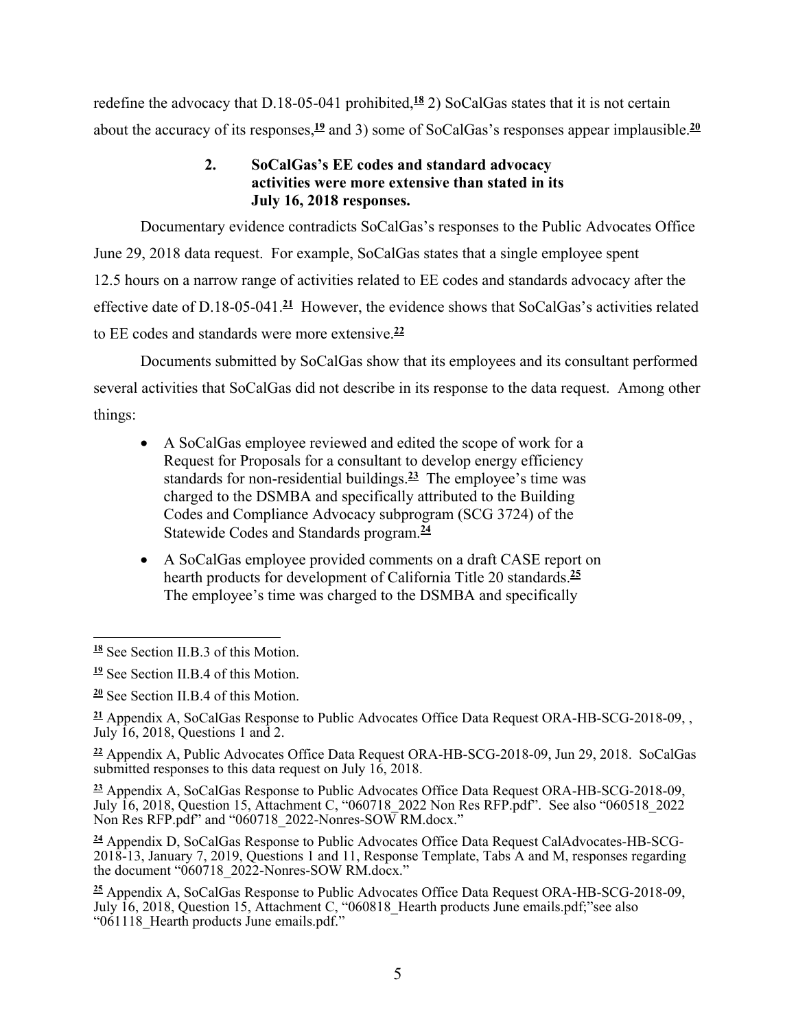redefine the advocacy that D.18-05-041 prohibited,[18] 2) SoCalGas states that it is not certain about the accuracy of its responses,[19] and 3) some of SoCalGas's responses appear implausible.[20]

### 2. SoCalGas's EE codes and standard advocacy activities were more extensive than stated in its July 16, 2018 responses.

Documentary evidence contradicts SoCalGas's responses to the Public Advocates Office June 29, 2018 data request. For example, SoCalGas states that a single employee spent 12.5 hours on a narrow range of activities related to EE codes and standards advocacy after the effective date of D.18-05-041.[21] However, the evidence shows that SoCalGas's activities related to EE codes and standards were more extensive.[22]

Documents submitted by SoCalGas show that its employees and its consultant performed several activities that SoCalGas did not describe in its response to the data request. Among other things:

- A SoCalGas employee reviewed and edited the scope of work for a Request for Proposals for a consultant to develop energy efficiency standards for non-residential buildings.[23] The employee's time was charged to the DSMBA and specifically attributed to the Building Codes and Compliance Advocacy subprogram (SCG 3724) of the Statewide Codes and Standards program.[24]
- A SoCalGas employee provided comments on a draft CASE report on hearth products for development of California Title 20 standards.[25] The employee's time was charged to the DSMBA and specifically

---

[18] See Section II.B.3 of this Motion.

[19] See Section II.B.4 of this Motion.

[20] See Section II.B.4 of this Motion.

[21] Appendix A, SoCalGas Response to Public Advocates Office Data Request ORA-HB-SCG-2018-09, , July 16, 2018, Questions 1 and 2.

[22] Appendix A, Public Advocates Office Data Request ORA-HB-SCG-2018-09, Jun 29, 2018. SoCalGas submitted responses to this data request on July 16, 2018.

[23] Appendix A, SoCalGas Response to Public Advocates Office Data Request ORA-HB-SCG-2018-09, July 16, 2018, Question 15, Attachment C, "060718_2022 Non Res RFP.pdf". See also "060518_2022 Non Res RFP.pdf" and "060718_2022-Nonres-SOW RM.docx."

[24] Appendix D, SoCalGas Response to Public Advocates Office Data Request CalAdvocates-HB-SCG-2018-13, January 7, 2019, Questions 1 and 11, Response Template, Tabs A and M, responses regarding the document "060718_2022-Nonres-SOW RM.docx."

[25] Appendix A, SoCalGas Response to Public Advocates Office Data Request ORA-HB-SCG-2018-09, July 16, 2018, Question 15, Attachment C, "060818_Hearth products June emails.pdf;"see also "061118_Hearth products June emails.pdf."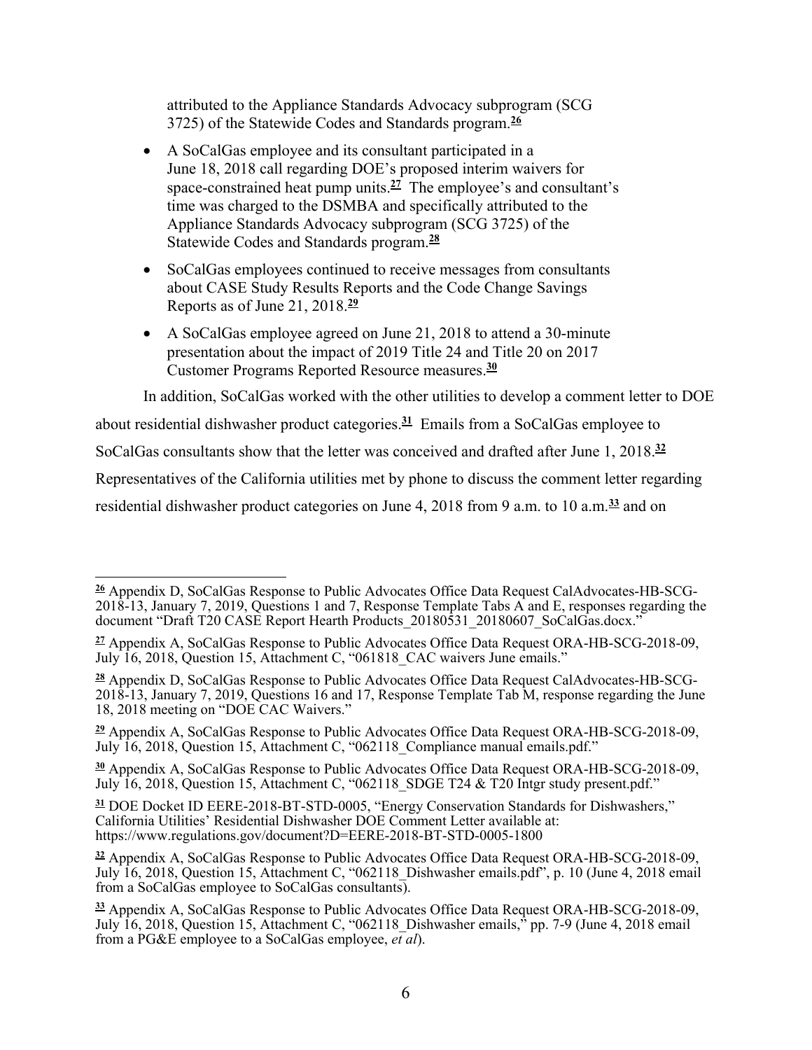attributed to the Appliance Standards Advocacy subprogram (SCG 3725) of the Statewide Codes and Standards program.[26]

- A SoCalGas employee and its consultant participated in a June 18, 2018 call regarding DOE's proposed interim waivers for space-constrained heat pump units.[27] The employee's and consultant's time was charged to the DSMBA and specifically attributed to the Appliance Standards Advocacy subprogram (SCG 3725) of the Statewide Codes and Standards program.[28]
- SoCalGas employees continued to receive messages from consultants about CASE Study Results Reports and the Code Change Savings Reports as of June 21, 2018.[29]
- A SoCalGas employee agreed on June 21, 2018 to attend a 30-minute presentation about the impact of 2019 Title 24 and Title 20 on 2017 Customer Programs Reported Resource measures.[30]

In addition, SoCalGas worked with the other utilities to develop a comment letter to DOE about residential dishwasher product categories.[31] Emails from a SoCalGas employee to SoCalGas consultants show that the letter was conceived and drafted after June 1, 2018.[32] Representatives of the California utilities met by phone to discuss the comment letter regarding residential dishwasher product categories on June 4, 2018 from 9 a.m. to 10 a.m.[33] and on

---

[26] Appendix D, SoCalGas Response to Public Advocates Office Data Request CalAdvocates-HB-SCG-2018-13, January 7, 2019, Questions 1 and 7, Response Template Tabs A and E, responses regarding the document "Draft T20 CASE Report Hearth Products_20180531_20180607_SoCalGas.docx."

[27] Appendix A, SoCalGas Response to Public Advocates Office Data Request ORA-HB-SCG-2018-09, July 16, 2018, Question 15, Attachment C, "061818_CAC waivers June emails."

[28] Appendix D, SoCalGas Response to Public Advocates Office Data Request CalAdvocates-HB-SCG-2018-13, January 7, 2019, Questions 16 and 17, Response Template Tab M, response regarding the June 18, 2018 meeting on "DOE CAC Waivers."

[29] Appendix A, SoCalGas Response to Public Advocates Office Data Request ORA-HB-SCG-2018-09, July 16, 2018, Question 15, Attachment C, "062118_Compliance manual emails.pdf."

[30] Appendix A, SoCalGas Response to Public Advocates Office Data Request ORA-HB-SCG-2018-09, July 16, 2018, Question 15, Attachment C, "062118_SDGE T24 & T20 Intgr study present.pdf."

[31] DOE Docket ID EERE-2018-BT-STD-0005, "Energy Conservation Standards for Dishwashers," California Utilities' Residential Dishwasher DOE Comment Letter available at: https://www.regulations.gov/document?D=EERE-2018-BT-STD-0005-1800

[32] Appendix A, SoCalGas Response to Public Advocates Office Data Request ORA-HB-SCG-2018-09, July 16, 2018, Question 15, Attachment C, "062118_Dishwasher emails.pdf", p. 10 (June 4, 2018 email from a SoCalGas employee to SoCalGas consultants).

[33] Appendix A, SoCalGas Response to Public Advocates Office Data Request ORA-HB-SCG-2018-09, July 16, 2018, Question 15, Attachment C, "062118_Dishwasher emails," pp. 7-9 (June 4, 2018 email from a PG&E employee to a SoCalGas employee, *et al*).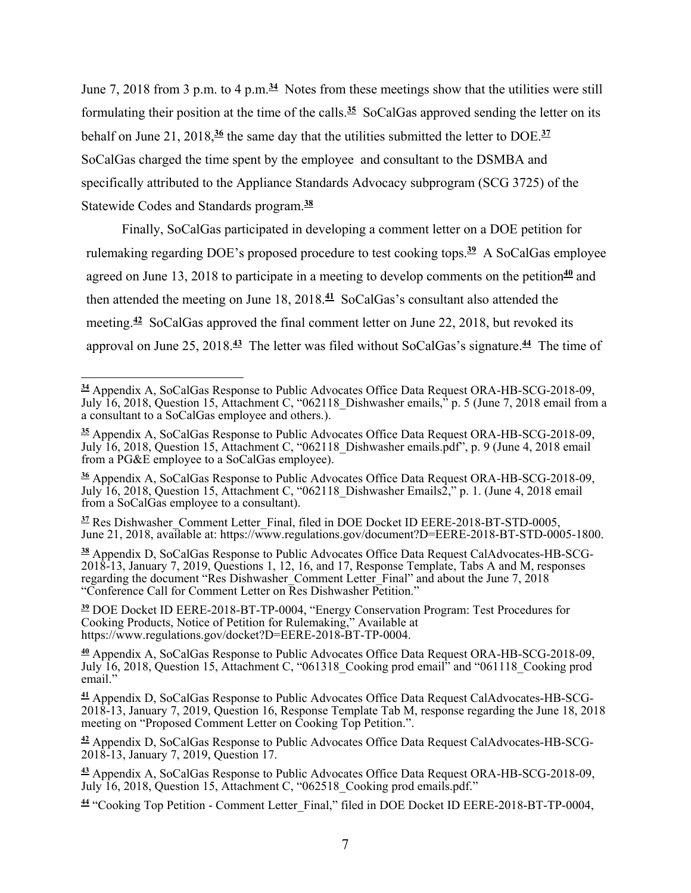June 7, 2018 from 3 p.m. to 4 p.m.[34] Notes from these meetings show that the utilities were still formulating their position at the time of the calls.[35] SoCalGas approved sending the letter on its behalf on June 21, 2018,[36] the same day that the utilities submitted the letter to DOE.[37] SoCalGas charged the time spent by the employee and consultant to the DSMBA and specifically attributed to the Appliance Standards Advocacy subprogram (SCG 3725) of the Statewide Codes and Standards program.[38]

Finally, SoCalGas participated in developing a comment letter on a DOE petition for rulemaking regarding DOE's proposed procedure to test cooking tops.[39] A SoCalGas employee agreed on June 13, 2018 to participate in a meeting to develop comments on the petition[40] and then attended the meeting on June 18, 2018.[41] SoCalGas's consultant also attended the meeting.[42] SoCalGas approved the final comment letter on June 22, 2018, but revoked its approval on June 25, 2018.[43] The letter was filed without SoCalGas's signature.[44] The time of

---

[34] Appendix A, SoCalGas Response to Public Advocates Office Data Request ORA-HB-SCG-2018-09, July 16, 2018, Question 15, Attachment C, "062118_Dishwasher emails," p. 5 (June 7, 2018 email from a a consultant to a SoCalGas employee and others.).

[35] Appendix A, SoCalGas Response to Public Advocates Office Data Request ORA-HB-SCG-2018-09, July 16, 2018, Question 15, Attachment C, "062118_Dishwasher emails.pdf", p. 9 (June 4, 2018 email from a PG&E employee to a SoCalGas employee).

[36] Appendix A, SoCalGas Response to Public Advocates Office Data Request ORA-HB-SCG-2018-09, July 16, 2018, Question 15, Attachment C, "062118_Dishwasher Emails2," p. 1. (June 4, 2018 email from a SoCalGas employee to a consultant).

[37] Res Dishwasher_Comment Letter_Final, filed in DOE Docket ID EERE-2018-BT-STD-0005, June 21, 2018, available at: https://www.regulations.gov/document?D=EERE-2018-BT-STD-0005-1800.

[38] Appendix D, SoCalGas Response to Public Advocates Office Data Request CalAdvocates-HB-SCG-2018-13, January 7, 2019, Questions 1, 12, 16, and 17, Response Template, Tabs A and M, responses regarding the document "Res Dishwasher_Comment Letter_Final" and about the June 7, 2018 "Conference Call for Comment Letter on Res Dishwasher Petition."

[39] DOE Docket ID EERE-2018-BT-TP-0004, "Energy Conservation Program: Test Procedures for Cooking Products, Notice of Petition for Rulemaking," Available at https://www.regulations.gov/docket?D=EERE-2018-BT-TP-0004.

[40] Appendix A, SoCalGas Response to Public Advocates Office Data Request ORA-HB-SCG-2018-09, July 16, 2018, Question 15, Attachment C, "061318_Cooking prod email" and "061118_Cooking prod email."

[41] Appendix D, SoCalGas Response to Public Advocates Office Data Request CalAdvocates-HB-SCG-2018-13, January 7, 2019, Question 16, Response Template Tab M, response regarding the June 18, 2018 meeting on "Proposed Comment Letter on Cooking Top Petition.".

[42] Appendix D, SoCalGas Response to Public Advocates Office Data Request CalAdvocates-HB-SCG-2018-13, January 7, 2019, Question 17.

[43] Appendix A, SoCalGas Response to Public Advocates Office Data Request ORA-HB-SCG-2018-09, July 16, 2018, Question 15, Attachment C, "062518_Cooking prod emails.pdf."

[44] "Cooking Top Petition - Comment Letter_Final," filed in DOE Docket ID EERE-2018-BT-TP-0004,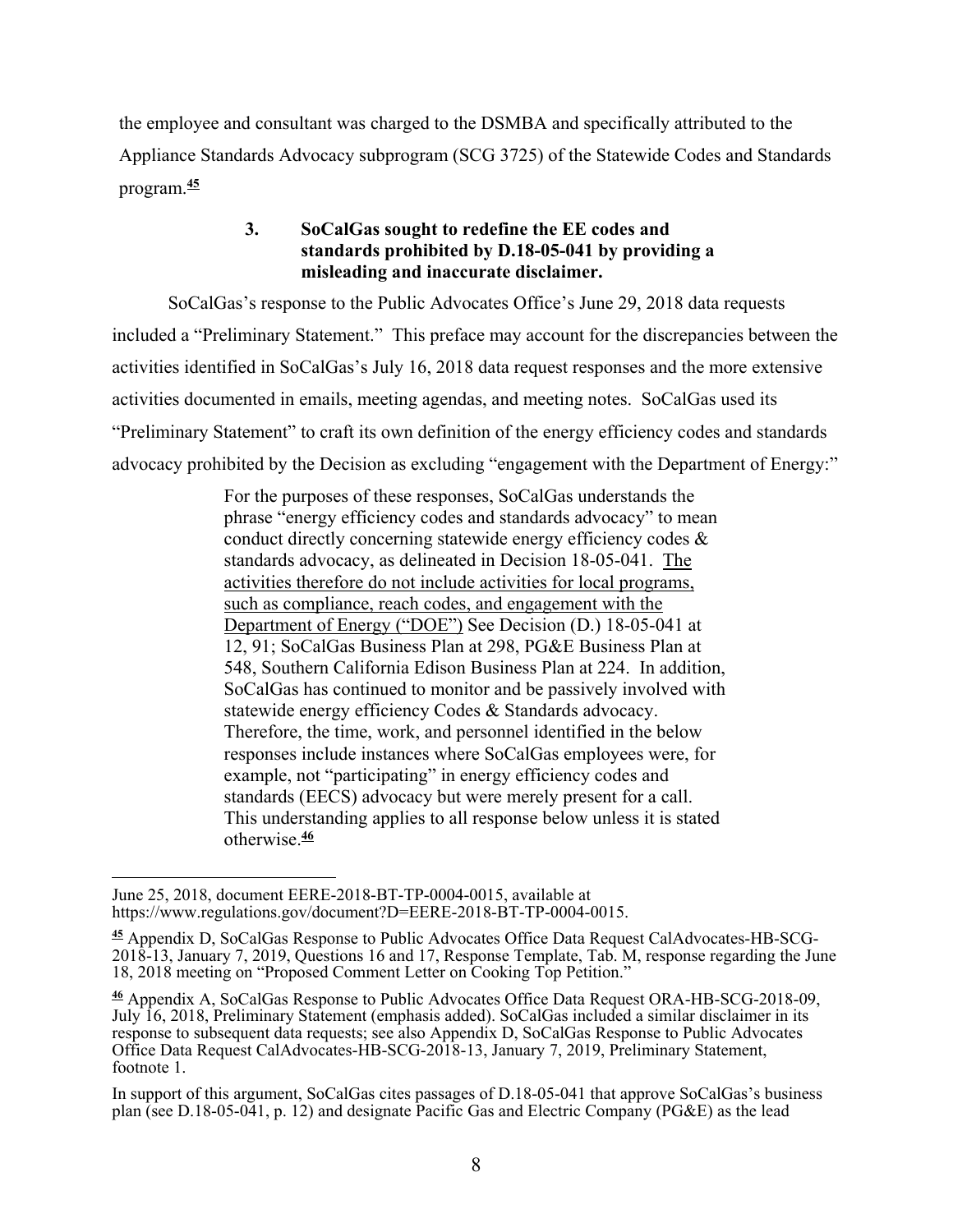the employee and consultant was charged to the DSMBA and specifically attributed to the Appliance Standards Advocacy subprogram (SCG 3725) of the Statewide Codes and Standards program.[45]

### 3. SoCalGas sought to redefine the EE codes and standards prohibited by D.18-05-041 by providing a misleading and inaccurate disclaimer.

SoCalGas's response to the Public Advocates Office's June 29, 2018 data requests included a "Preliminary Statement." This preface may account for the discrepancies between the activities identified in SoCalGas's July 16, 2018 data request responses and the more extensive activities documented in emails, meeting agendas, and meeting notes. SoCalGas used its "Preliminary Statement" to craft its own definition of the energy efficiency codes and standards advocacy prohibited by the Decision as excluding "engagement with the Department of Energy:"

> For the purposes of these responses, SoCalGas understands the phrase "energy efficiency codes and standards advocacy" to mean conduct directly concerning statewide energy efficiency codes & standards advocacy, as delineated in Decision 18-05-041. <u>The activities therefore do not include activities for local programs, such as compliance, reach codes, and engagement with the Department of Energy ("DOE")</u> See Decision (D.) 18-05-041 at 12, 91; SoCalGas Business Plan at 298, PG&E Business Plan at 548, Southern California Edison Business Plan at 224. In addition, SoCalGas has continued to monitor and be passively involved with statewide energy efficiency Codes & Standards advocacy. Therefore, the time, work, and personnel identified in the below responses include instances where SoCalGas employees were, for example, not "participating" in energy efficiency codes and standards (EECS) advocacy but were merely present for a call. This understanding applies to all response below unless it is stated otherwise.[46]

---

June 25, 2018, document EERE-2018-BT-TP-0004-0015, available at https://www.regulations.gov/document?D=EERE-2018-BT-TP-0004-0015.

[45] Appendix D, SoCalGas Response to Public Advocates Office Data Request CalAdvocates-HB-SCG-2018-13, January 7, 2019, Questions 16 and 17, Response Template, Tab. M, response regarding the June 18, 2018 meeting on "Proposed Comment Letter on Cooking Top Petition."

[46] Appendix A, SoCalGas Response to Public Advocates Office Data Request ORA-HB-SCG-2018-09, July 16, 2018, Preliminary Statement (emphasis added). SoCalGas included a similar disclaimer in its response to subsequent data requests; see also Appendix D, SoCalGas Response to Public Advocates Office Data Request CalAdvocates-HB-SCG-2018-13, January 7, 2019, Preliminary Statement, footnote 1.

In support of this argument, SoCalGas cites passages of D.18-05-041 that approve SoCalGas's business plan (see D.18-05-041, p. 12) and designate Pacific Gas and Electric Company (PG&E) as the lead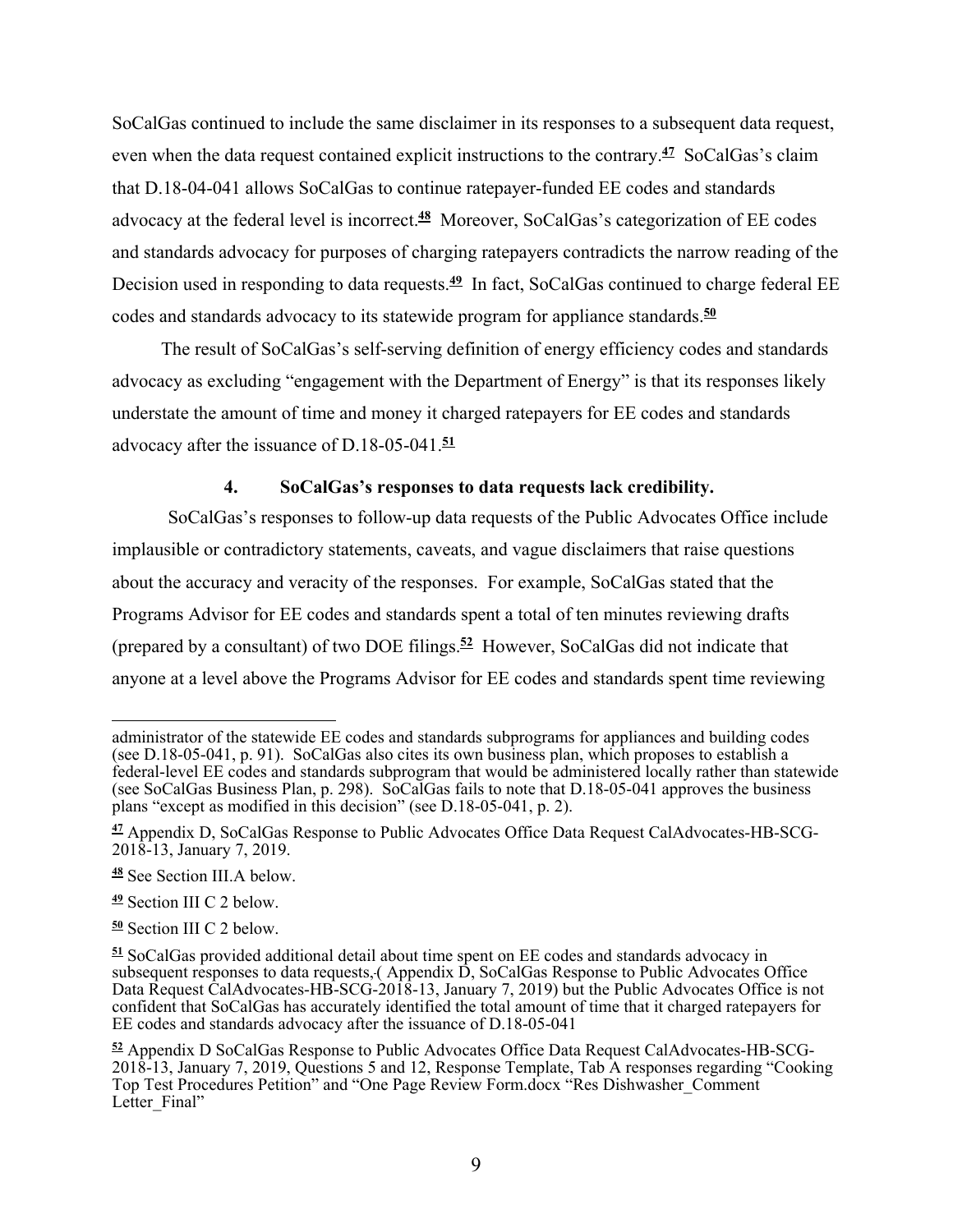SoCalGas continued to include the same disclaimer in its responses to a subsequent data request, even when the data request contained explicit instructions to the contrary.[47] SoCalGas's claim that D.18-04-041 allows SoCalGas to continue ratepayer-funded EE codes and standards advocacy at the federal level is incorrect.[48] Moreover, SoCalGas's categorization of EE codes and standards advocacy for purposes of charging ratepayers contradicts the narrow reading of the Decision used in responding to data requests.[49] In fact, SoCalGas continued to charge federal EE codes and standards advocacy to its statewide program for appliance standards.[50]

The result of SoCalGas's self-serving definition of energy efficiency codes and standards advocacy as excluding "engagement with the Department of Energy" is that its responses likely understate the amount of time and money it charged ratepayers for EE codes and standards advocacy after the issuance of D.18-05-041.[51]

#### 4. SoCalGas's responses to data requests lack credibility.

SoCalGas's responses to follow-up data requests of the Public Advocates Office include implausible or contradictory statements, caveats, and vague disclaimers that raise questions about the accuracy and veracity of the responses. For example, SoCalGas stated that the Programs Advisor for EE codes and standards spent a total of ten minutes reviewing drafts (prepared by a consultant) of two DOE filings.[52] However, SoCalGas did not indicate that anyone at a level above the Programs Advisor for EE codes and standards spent time reviewing

---

administrator of the statewide EE codes and standards subprograms for appliances and building codes (see D.18-05-041, p. 91). SoCalGas also cites its own business plan, which proposes to establish a federal-level EE codes and standards subprogram that would be administered locally rather than statewide (see SoCalGas Business Plan, p. 298). SoCalGas fails to note that D.18-05-041 approves the business plans "except as modified in this decision" (see D.18-05-041, p. 2).

[47] Appendix D, SoCalGas Response to Public Advocates Office Data Request CalAdvocates-HB-SCG-2018-13, January 7, 2019.

[48] See Section III.A below.

[49] Section III C 2 below.

[50] Section III C 2 below.

[51] SoCalGas provided additional detail about time spent on EE codes and standards advocacy in subsequent responses to data requests, ( Appendix D, SoCalGas Response to Public Advocates Office Data Request CalAdvocates-HB-SCG-2018-13, January 7, 2019) but the Public Advocates Office is not confident that SoCalGas has accurately identified the total amount of time that it charged ratepayers for EE codes and standards advocacy after the issuance of D.18-05-041

[52] Appendix D SoCalGas Response to Public Advocates Office Data Request CalAdvocates-HB-SCG-2018-13, January 7, 2019, Questions 5 and 12, Response Template, Tab A responses regarding "Cooking Top Test Procedures Petition" and "One Page Review Form.docx "Res Dishwasher_Comment Letter_Final"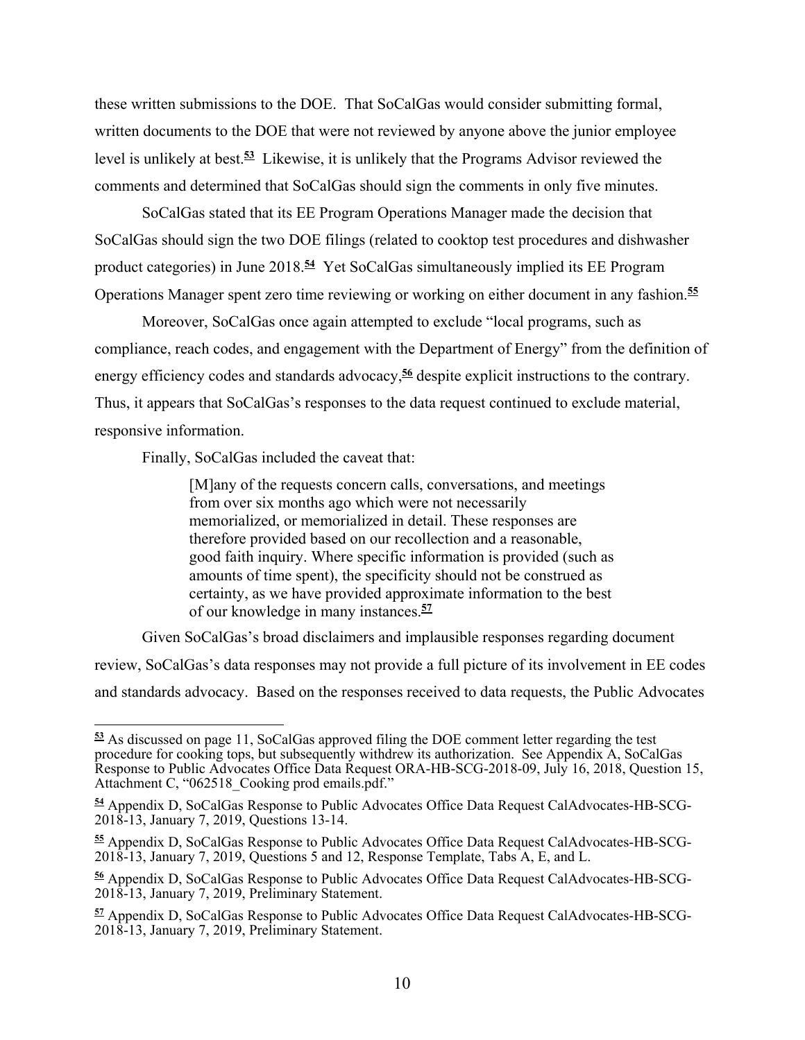these written submissions to the DOE. That SoCalGas would consider submitting formal, written documents to the DOE that were not reviewed by anyone above the junior employee level is unlikely at best.[53] Likewise, it is unlikely that the Programs Advisor reviewed the comments and determined that SoCalGas should sign the comments in only five minutes.

SoCalGas stated that its EE Program Operations Manager made the decision that SoCalGas should sign the two DOE filings (related to cooktop test procedures and dishwasher product categories) in June 2018.[54] Yet SoCalGas simultaneously implied its EE Program Operations Manager spent zero time reviewing or working on either document in any fashion.[55]

Moreover, SoCalGas once again attempted to exclude "local programs, such as compliance, reach codes, and engagement with the Department of Energy" from the definition of energy efficiency codes and standards advocacy,[56] despite explicit instructions to the contrary. Thus, it appears that SoCalGas's responses to the data request continued to exclude material, responsive information.

Finally, SoCalGas included the caveat that:

> [M]any of the requests concern calls, conversations, and meetings from over six months ago which were not necessarily memorialized, or memorialized in detail. These responses are therefore provided based on our recollection and a reasonable, good faith inquiry. Where specific information is provided (such as amounts of time spent), the specificity should not be construed as certainty, as we have provided approximate information to the best of our knowledge in many instances.[57]

Given SoCalGas's broad disclaimers and implausible responses regarding document review, SoCalGas's data responses may not provide a full picture of its involvement in EE codes and standards advocacy. Based on the responses received to data requests, the Public Advocates

---

[53] As discussed on page 11, SoCalGas approved filing the DOE comment letter regarding the test procedure for cooking tops, but subsequently withdrew its authorization. See Appendix A, SoCalGas Response to Public Advocates Office Data Request ORA-HB-SCG-2018-09, July 16, 2018, Question 15, Attachment C, "062518_Cooking prod emails.pdf."

[54] Appendix D, SoCalGas Response to Public Advocates Office Data Request CalAdvocates-HB-SCG-2018-13, January 7, 2019, Questions 13-14.

[55] Appendix D, SoCalGas Response to Public Advocates Office Data Request CalAdvocates-HB-SCG-2018-13, January 7, 2019, Questions 5 and 12, Response Template, Tabs A, E, and L.

[56] Appendix D, SoCalGas Response to Public Advocates Office Data Request CalAdvocates-HB-SCG-2018-13, January 7, 2019, Preliminary Statement.

[57] Appendix D, SoCalGas Response to Public Advocates Office Data Request CalAdvocates-HB-SCG-2018-13, January 7, 2019, Preliminary Statement.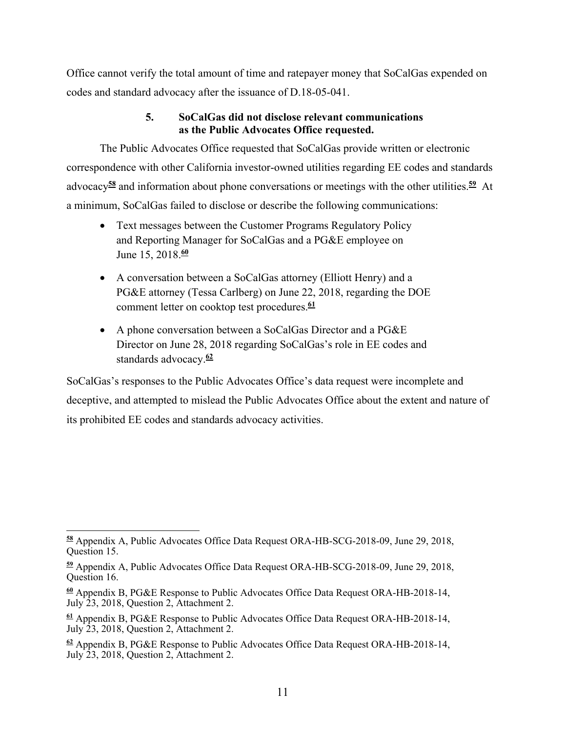Office cannot verify the total amount of time and ratepayer money that SoCalGas expended on codes and standard advocacy after the issuance of D.18-05-041.

### 5. SoCalGas did not disclose relevant communications as the Public Advocates Office requested.

The Public Advocates Office requested that SoCalGas provide written or electronic correspondence with other California investor-owned utilities regarding EE codes and standards advocacy[58] and information about phone conversations or meetings with the other utilities.[59] At a minimum, SoCalGas failed to disclose or describe the following communications:

- Text messages between the Customer Programs Regulatory Policy and Reporting Manager for SoCalGas and a PG&E employee on June 15, 2018.[60]
- A conversation between a SoCalGas attorney (Elliott Henry) and a PG&E attorney (Tessa Carlberg) on June 22, 2018, regarding the DOE comment letter on cooktop test procedures.[61]
- A phone conversation between a SoCalGas Director and a PG&E Director on June 28, 2018 regarding SoCalGas's role in EE codes and standards advocacy.[62]

SoCalGas's responses to the Public Advocates Office's data request were incomplete and deceptive, and attempted to mislead the Public Advocates Office about the extent and nature of its prohibited EE codes and standards advocacy activities.

---

[58] Appendix A, Public Advocates Office Data Request ORA-HB-SCG-2018-09, June 29, 2018, Question 15.

[59] Appendix A, Public Advocates Office Data Request ORA-HB-SCG-2018-09, June 29, 2018, Question 16.

[60] Appendix B, PG&E Response to Public Advocates Office Data Request ORA-HB-2018-14, July 23, 2018, Question 2, Attachment 2.

[61] Appendix B, PG&E Response to Public Advocates Office Data Request ORA-HB-2018-14, July 23, 2018, Question 2, Attachment 2.

[62] Appendix B, PG&E Response to Public Advocates Office Data Request ORA-HB-2018-14, July 23, 2018, Question 2, Attachment 2.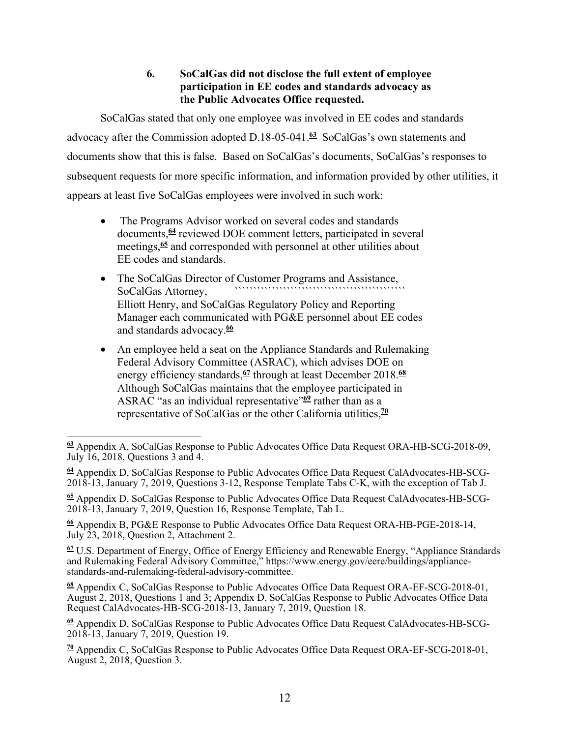### 6. SoCalGas did not disclose the full extent of employee participation in EE codes and standards advocacy as the Public Advocates Office requested.

SoCalGas stated that only one employee was involved in EE codes and standards advocacy after the Commission adopted D.18-05-041.[63] SoCalGas's own statements and documents show that this is false. Based on SoCalGas's documents, SoCalGas's responses to subsequent requests for more specific information, and information provided by other utilities, it appears at least five SoCalGas employees were involved in such work:

- The Programs Advisor worked on several codes and standards documents,[64] reviewed DOE comment letters, participated in several meetings,[65] and corresponded with personnel at other utilities about EE codes and standards.
- The SoCalGas Director of Customer Programs and Assistance, SoCalGas Attorney, ```````````````````````````````````````````` Elliott Henry, and SoCalGas Regulatory Policy and Reporting Manager each communicated with PG&E personnel about EE codes and standards advocacy.[66]
- An employee held a seat on the Appliance Standards and Rulemaking Federal Advisory Committee (ASRAC), which advises DOE on energy efficiency standards,[67] through at least December 2018.[68] Although SoCalGas maintains that the employee participated in ASRAC "as an individual representative"[69] rather than as a representative of SoCalGas or the other California utilities,[70]

---

[63] Appendix A, SoCalGas Response to Public Advocates Office Data Request ORA-HB-SCG-2018-09, July 16, 2018, Questions 3 and 4.

[64] Appendix D, SoCalGas Response to Public Advocates Office Data Request CalAdvocates-HB-SCG-2018-13, January 7, 2019, Questions 3-12, Response Template Tabs C-K, with the exception of Tab J.

[65] Appendix D, SoCalGas Response to Public Advocates Office Data Request CalAdvocates-HB-SCG-2018-13, January 7, 2019, Question 16, Response Template, Tab L.

[66] Appendix B, PG&E Response to Public Advocates Office Data Request ORA-HB-PGE-2018-14, July 23, 2018, Question 2, Attachment 2.

[67] U.S. Department of Energy, Office of Energy Efficiency and Renewable Energy, "Appliance Standards and Rulemaking Federal Advisory Committee," https://www.energy.gov/eere/buildings/appliance-standards-and-rulemaking-federal-advisory-committee.

[68] Appendix C, SoCalGas Response to Public Advocates Office Data Request ORA-EF-SCG-2018-01, August 2, 2018, Questions 1 and 3; Appendix D, SoCalGas Response to Public Advocates Office Data Request CalAdvocates-HB-SCG-2018-13, January 7, 2019, Question 18.

[69] Appendix D, SoCalGas Response to Public Advocates Office Data Request CalAdvocates-HB-SCG-2018-13, January 7, 2019, Question 19.

[70] Appendix C, SoCalGas Response to Public Advocates Office Data Request ORA-EF-SCG-2018-01, August 2, 2018, Question 3.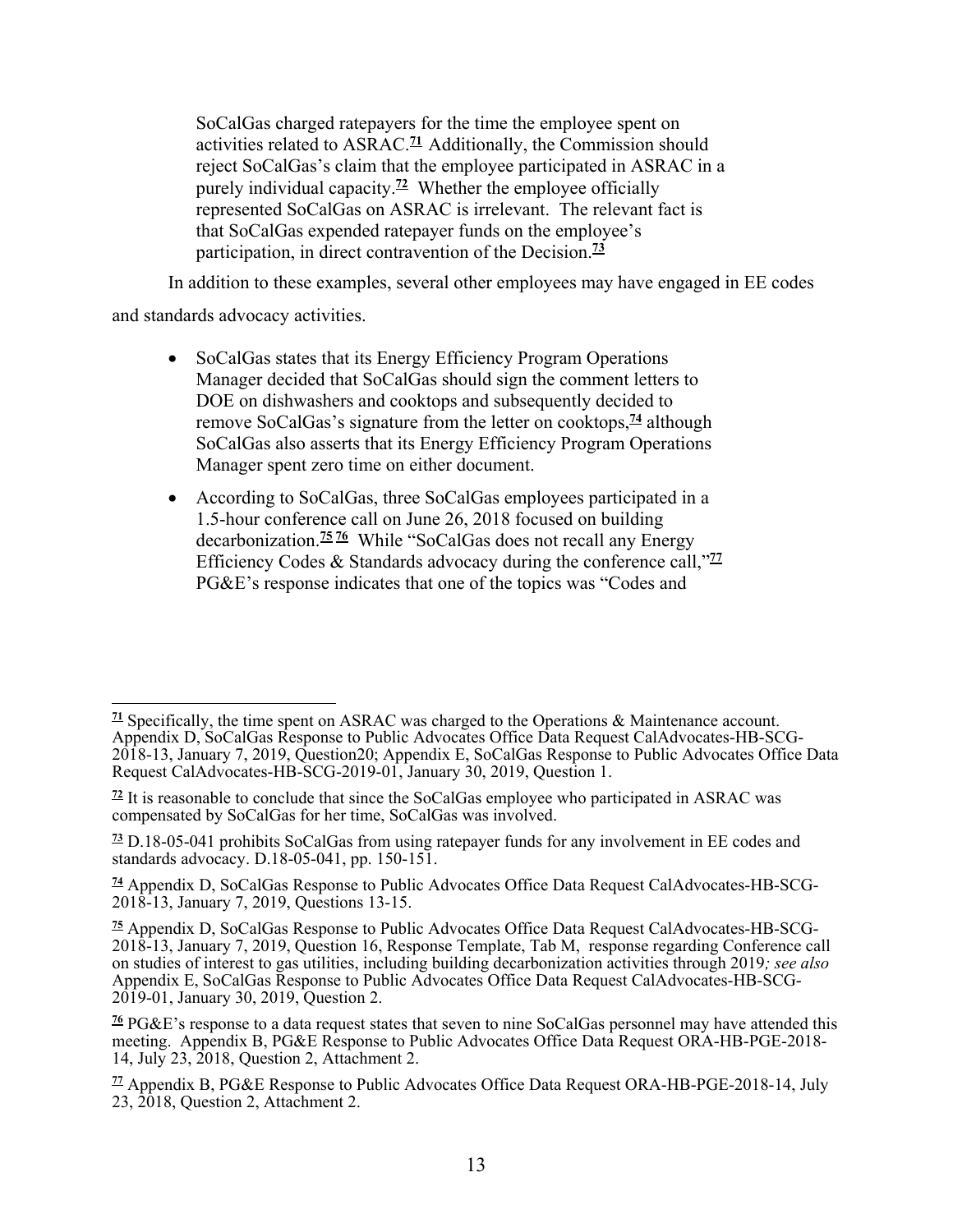SoCalGas charged ratepayers for the time the employee spent on activities related to ASRAC.[71] Additionally, the Commission should reject SoCalGas's claim that the employee participated in ASRAC in a purely individual capacity.[72] Whether the employee officially represented SoCalGas on ASRAC is irrelevant. The relevant fact is that SoCalGas expended ratepayer funds on the employee's participation, in direct contravention of the Decision.[73]

In addition to these examples, several other employees may have engaged in EE codes and standards advocacy activities.

- SoCalGas states that its Energy Efficiency Program Operations Manager decided that SoCalGas should sign the comment letters to DOE on dishwashers and cooktops and subsequently decided to remove SoCalGas's signature from the letter on cooktops,[74] although SoCalGas also asserts that its Energy Efficiency Program Operations Manager spent zero time on either document.

- According to SoCalGas, three SoCalGas employees participated in a 1.5-hour conference call on June 26, 2018 focused on building decarbonization.[75] [76] While "SoCalGas does not recall any Energy Efficiency Codes & Standards advocacy during the conference call,"[77] PG&E's response indicates that one of the topics was "Codes and

---

[71] Specifically, the time spent on ASRAC was charged to the Operations & Maintenance account. Appendix D, SoCalGas Response to Public Advocates Office Data Request CalAdvocates-HB-SCG-2018-13, January 7, 2019, Question20; Appendix E, SoCalGas Response to Public Advocates Office Data Request CalAdvocates-HB-SCG-2019-01, January 30, 2019, Question 1.

[72] It is reasonable to conclude that since the SoCalGas employee who participated in ASRAC was compensated by SoCalGas for her time, SoCalGas was involved.

[73] D.18-05-041 prohibits SoCalGas from using ratepayer funds for any involvement in EE codes and standards advocacy. D.18-05-041, pp. 150-151.

[74] Appendix D, SoCalGas Response to Public Advocates Office Data Request CalAdvocates-HB-SCG-2018-13, January 7, 2019, Questions 13-15.

[75] Appendix D, SoCalGas Response to Public Advocates Office Data Request CalAdvocates-HB-SCG-2018-13, January 7, 2019, Question 16, Response Template, Tab M, response regarding Conference call on studies of interest to gas utilities, including building decarbonization activities through 2019*; see also* Appendix E, SoCalGas Response to Public Advocates Office Data Request CalAdvocates-HB-SCG-2019-01, January 30, 2019, Question 2.

[76] PG&E's response to a data request states that seven to nine SoCalGas personnel may have attended this meeting. Appendix B, PG&E Response to Public Advocates Office Data Request ORA-HB-PGE-2018-14, July 23, 2018, Question 2, Attachment 2.

[77] Appendix B, PG&E Response to Public Advocates Office Data Request ORA-HB-PGE-2018-14, July 23, 2018, Question 2, Attachment 2.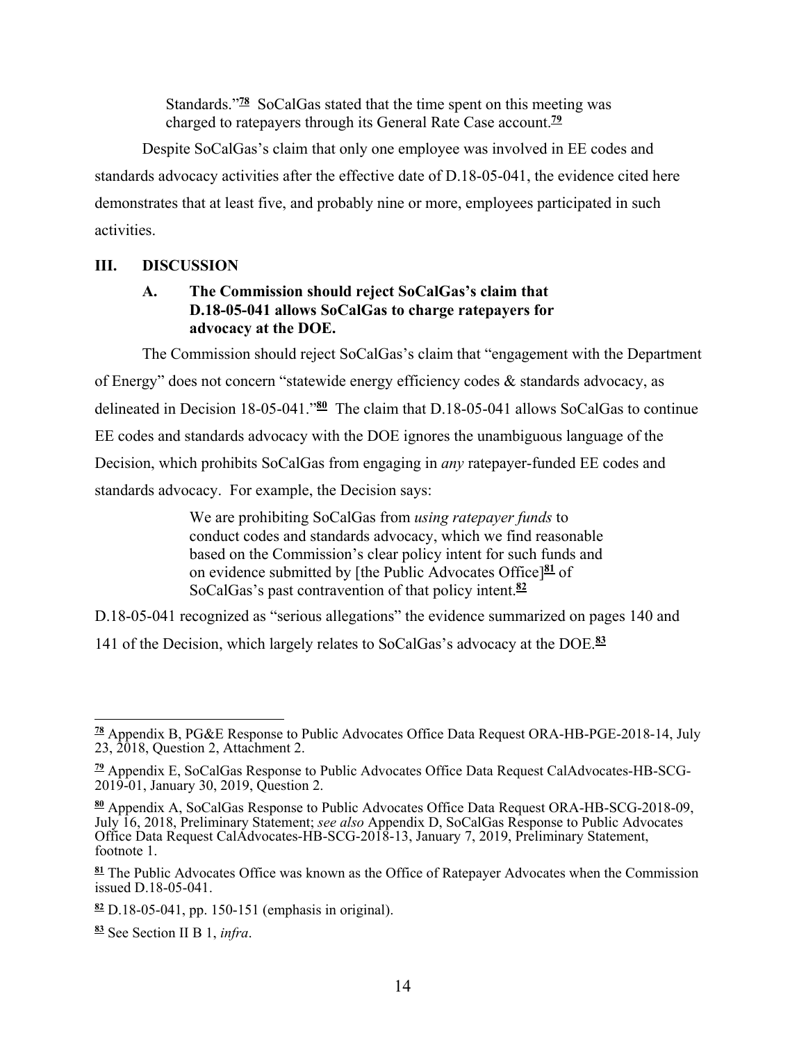Standards."[78] SoCalGas stated that the time spent on this meeting was charged to ratepayers through its General Rate Case account.[79]

Despite SoCalGas's claim that only one employee was involved in EE codes and standards advocacy activities after the effective date of D.18-05-041, the evidence cited here demonstrates that at least five, and probably nine or more, employees participated in such activities.

## III. DISCUSSION

### A. The Commission should reject SoCalGas's claim that D.18-05-041 allows SoCalGas to charge ratepayers for advocacy at the DOE.

The Commission should reject SoCalGas's claim that "engagement with the Department of Energy" does not concern "statewide energy efficiency codes & standards advocacy, as delineated in Decision 18-05-041."[80] The claim that D.18-05-041 allows SoCalGas to continue EE codes and standards advocacy with the DOE ignores the unambiguous language of the Decision, which prohibits SoCalGas from engaging in *any* ratepayer-funded EE codes and standards advocacy. For example, the Decision says:

> We are prohibiting SoCalGas from *using ratepayer funds* to conduct codes and standards advocacy, which we find reasonable based on the Commission's clear policy intent for such funds and on evidence submitted by [the Public Advocates Office][81] of SoCalGas's past contravention of that policy intent.[82]

D.18-05-041 recognized as "serious allegations" the evidence summarized on pages 140 and 141 of the Decision, which largely relates to SoCalGas's advocacy at the DOE.[83]

---

[78] Appendix B, PG&E Response to Public Advocates Office Data Request ORA-HB-PGE-2018-14, July 23, 2018, Question 2, Attachment 2.

[79] Appendix E, SoCalGas Response to Public Advocates Office Data Request CalAdvocates-HB-SCG-2019-01, January 30, 2019, Question 2.

[80] Appendix A, SoCalGas Response to Public Advocates Office Data Request ORA-HB-SCG-2018-09, July 16, 2018, Preliminary Statement; *see also* Appendix D, SoCalGas Response to Public Advocates Office Data Request CalAdvocates-HB-SCG-2018-13, January 7, 2019, Preliminary Statement, footnote 1.

[81] The Public Advocates Office was known as the Office of Ratepayer Advocates when the Commission issued D.18-05-041.

[82] D.18-05-041, pp. 150-151 (emphasis in original).

[83] See Section II B 1, *infra*.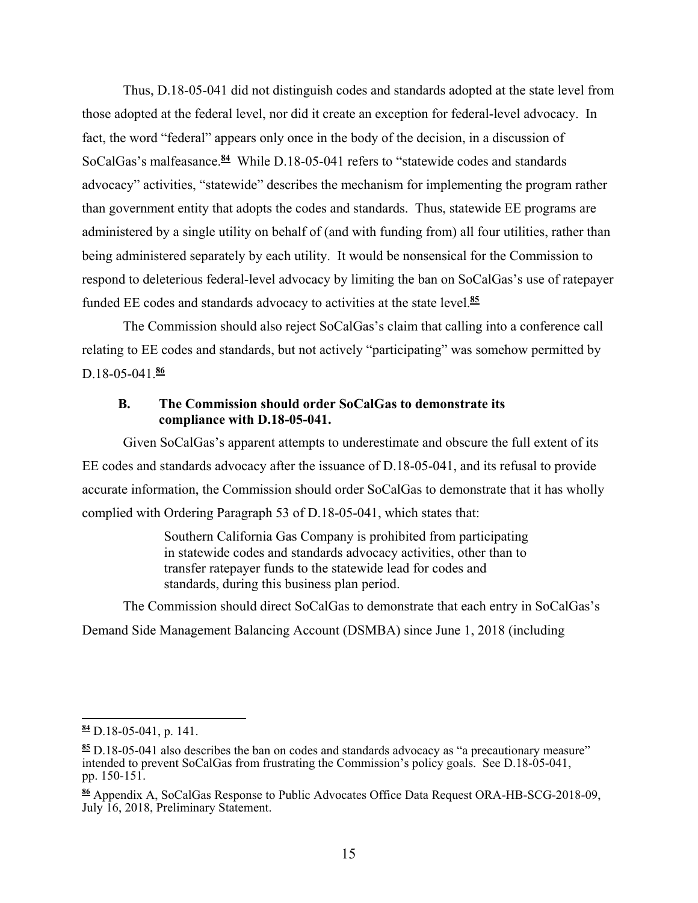Thus, D.18-05-041 did not distinguish codes and standards adopted at the state level from those adopted at the federal level, nor did it create an exception for federal-level advocacy. In fact, the word "federal" appears only once in the body of the decision, in a discussion of SoCalGas's malfeasance.[84] While D.18-05-041 refers to "statewide codes and standards advocacy" activities, "statewide" describes the mechanism for implementing the program rather than government entity that adopts the codes and standards. Thus, statewide EE programs are administered by a single utility on behalf of (and with funding from) all four utilities, rather than being administered separately by each utility. It would be nonsensical for the Commission to respond to deleterious federal-level advocacy by limiting the ban on SoCalGas's use of ratepayer funded EE codes and standards advocacy to activities at the state level.[85]

The Commission should also reject SoCalGas's claim that calling into a conference call relating to EE codes and standards, but not actively "participating" was somehow permitted by D.18-05-041.[86]

### B. The Commission should order SoCalGas to demonstrate its compliance with D.18-05-041.

Given SoCalGas's apparent attempts to underestimate and obscure the full extent of its EE codes and standards advocacy after the issuance of D.18-05-041, and its refusal to provide accurate information, the Commission should order SoCalGas to demonstrate that it has wholly complied with Ordering Paragraph 53 of D.18-05-041, which states that:

> Southern California Gas Company is prohibited from participating in statewide codes and standards advocacy activities, other than to transfer ratepayer funds to the statewide lead for codes and standards, during this business plan period.

The Commission should direct SoCalGas to demonstrate that each entry in SoCalGas's Demand Side Management Balancing Account (DSMBA) since June 1, 2018 (including

---

[84] D.18-05-041, p. 141.

[85] D.18-05-041 also describes the ban on codes and standards advocacy as "a precautionary measure" intended to prevent SoCalGas from frustrating the Commission's policy goals. See D.18-05-041, pp. 150-151.

[86] Appendix A, SoCalGas Response to Public Advocates Office Data Request ORA-HB-SCG-2018-09, July 16, 2018, Preliminary Statement.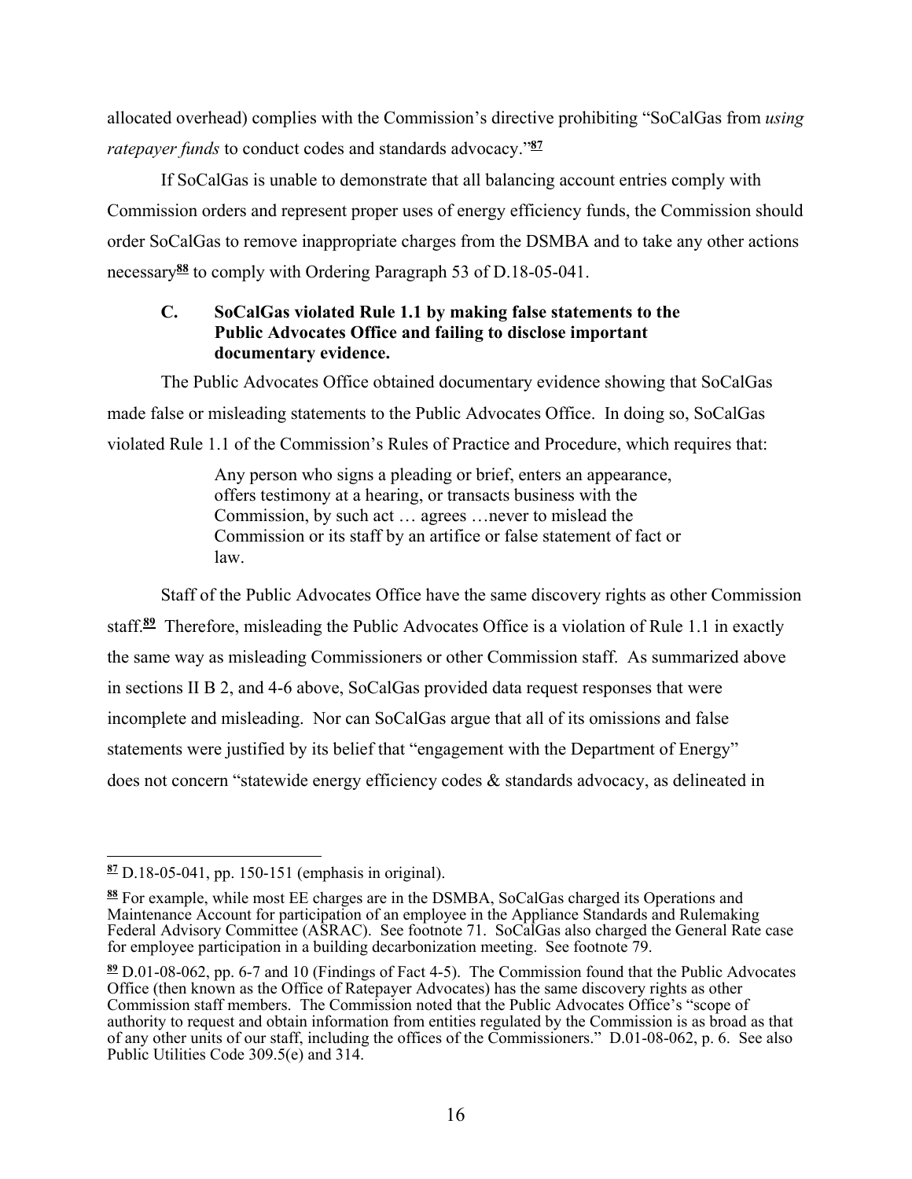allocated overhead) complies with the Commission's directive prohibiting "SoCalGas from *using ratepayer funds* to conduct codes and standards advocacy."[87]

If SoCalGas is unable to demonstrate that all balancing account entries comply with Commission orders and represent proper uses of energy efficiency funds, the Commission should order SoCalGas to remove inappropriate charges from the DSMBA and to take any other actions necessary[88] to comply with Ordering Paragraph 53 of D.18-05-041.

### C. SoCalGas violated Rule 1.1 by making false statements to the Public Advocates Office and failing to disclose important documentary evidence.

The Public Advocates Office obtained documentary evidence showing that SoCalGas made false or misleading statements to the Public Advocates Office. In doing so, SoCalGas violated Rule 1.1 of the Commission's Rules of Practice and Procedure, which requires that:

> Any person who signs a pleading or brief, enters an appearance, offers testimony at a hearing, or transacts business with the Commission, by such act … agrees …never to mislead the Commission or its staff by an artifice or false statement of fact or law.

Staff of the Public Advocates Office have the same discovery rights as other Commission staff.[89] Therefore, misleading the Public Advocates Office is a violation of Rule 1.1 in exactly the same way as misleading Commissioners or other Commission staff. As summarized above in sections II B 2, and 4-6 above, SoCalGas provided data request responses that were incomplete and misleading. Nor can SoCalGas argue that all of its omissions and false statements were justified by its belief that "engagement with the Department of Energy" does not concern "statewide energy efficiency codes & standards advocacy, as delineated in

---

[87] D.18-05-041, pp. 150-151 (emphasis in original).

[88] For example, while most EE charges are in the DSMBA, SoCalGas charged its Operations and Maintenance Account for participation of an employee in the Appliance Standards and Rulemaking Federal Advisory Committee (ASRAC). See footnote 71. SoCalGas also charged the General Rate case for employee participation in a building decarbonization meeting. See footnote 79.

[89] D.01-08-062, pp. 6-7 and 10 (Findings of Fact 4-5). The Commission found that the Public Advocates Office (then known as the Office of Ratepayer Advocates) has the same discovery rights as other Commission staff members. The Commission noted that the Public Advocates Office's "scope of authority to request and obtain information from entities regulated by the Commission is as broad as that of any other units of our staff, including the offices of the Commissioners." D.01-08-062, p. 6. See also Public Utilities Code 309.5(e) and 314.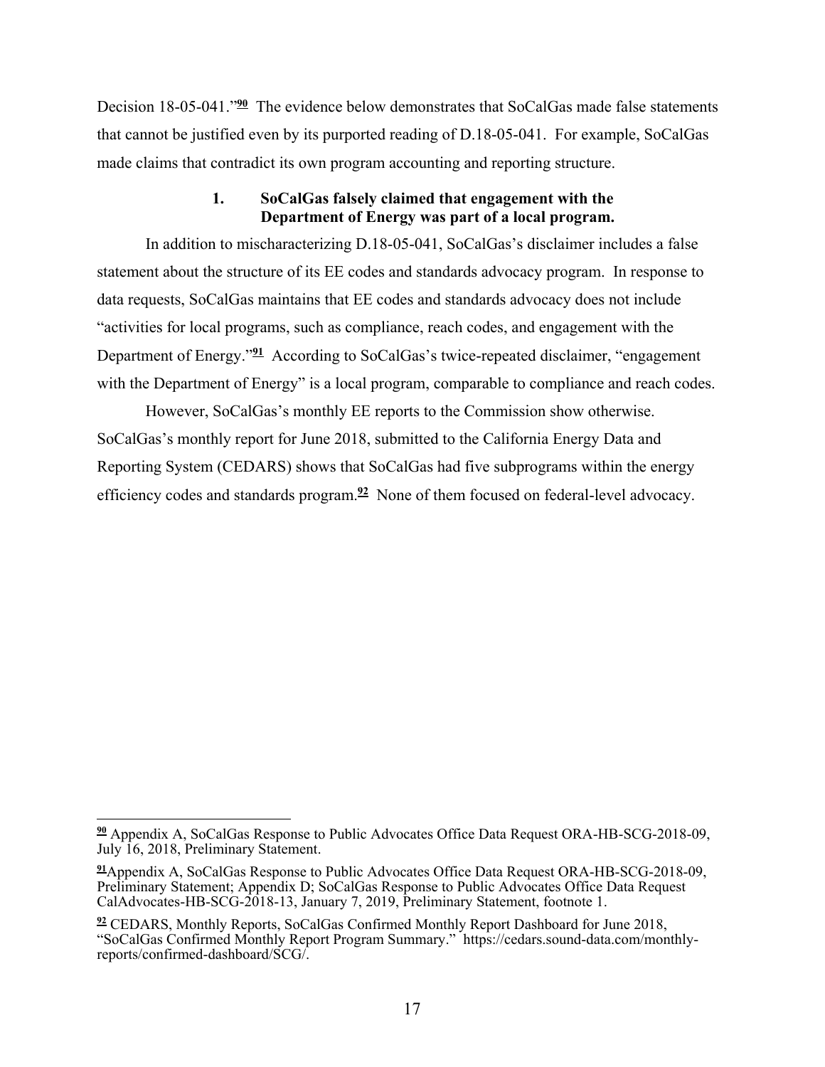Decision 18-05-041."[90] The evidence below demonstrates that SoCalGas made false statements that cannot be justified even by its purported reading of D.18-05-041. For example, SoCalGas made claims that contradict its own program accounting and reporting structure.

### 1. SoCalGas falsely claimed that engagement with the Department of Energy was part of a local program.

In addition to mischaracterizing D.18-05-041, SoCalGas's disclaimer includes a false statement about the structure of its EE codes and standards advocacy program. In response to data requests, SoCalGas maintains that EE codes and standards advocacy does not include "activities for local programs, such as compliance, reach codes, and engagement with the Department of Energy."[91] According to SoCalGas's twice-repeated disclaimer, "engagement with the Department of Energy" is a local program, comparable to compliance and reach codes.

However, SoCalGas's monthly EE reports to the Commission show otherwise. SoCalGas's monthly report for June 2018, submitted to the California Energy Data and Reporting System (CEDARS) shows that SoCalGas had five subprograms within the energy efficiency codes and standards program.[92] None of them focused on federal-level advocacy.

---

[90] Appendix A, SoCalGas Response to Public Advocates Office Data Request ORA-HB-SCG-2018-09, July 16, 2018, Preliminary Statement.

[91] Appendix A, SoCalGas Response to Public Advocates Office Data Request ORA-HB-SCG-2018-09, Preliminary Statement; Appendix D; SoCalGas Response to Public Advocates Office Data Request CalAdvocates-HB-SCG-2018-13, January 7, 2019, Preliminary Statement, footnote 1.

[92] CEDARS, Monthly Reports, SoCalGas Confirmed Monthly Report Dashboard for June 2018, "SoCalGas Confirmed Monthly Report Program Summary." https://cedars.sound-data.com/monthly-reports/confirmed-dashboard/SCG/.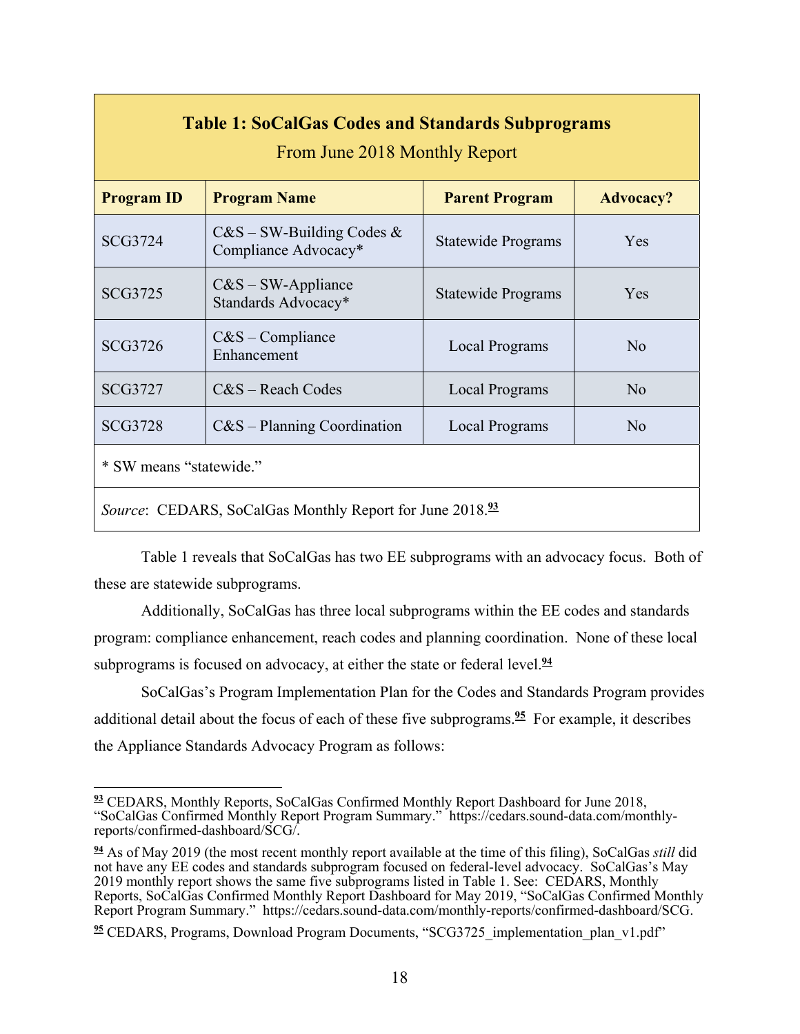**Table 1: SoCalGas Codes and Standards Subprograms**
From June 2018 Monthly Report

| Program ID | Program Name | Parent Program | Advocacy? |
|---|---|---|---|
| SCG3724 | C&S – SW-Building Codes & Compliance Advocacy* | Statewide Programs | Yes |
| SCG3725 | C&S – SW-Appliance Standards Advocacy* | Statewide Programs | Yes |
| SCG3726 | C&S – Compliance Enhancement | Local Programs | No |
| SCG3727 | C&S – Reach Codes | Local Programs | No |
| SCG3728 | C&S – Planning Coordination | Local Programs | No |

\* SW means "statewide."

*Source*: CEDARS, SoCalGas Monthly Report for June 2018.[93]

Table 1 reveals that SoCalGas has two EE subprograms with an advocacy focus. Both of these are statewide subprograms.

Additionally, SoCalGas has three local subprograms within the EE codes and standards program: compliance enhancement, reach codes and planning coordination. None of these local subprograms is focused on advocacy, at either the state or federal level.[94]

SoCalGas's Program Implementation Plan for the Codes and Standards Program provides additional detail about the focus of each of these five subprograms.[95] For example, it describes the Appliance Standards Advocacy Program as follows:

---

[93] CEDARS, Monthly Reports, SoCalGas Confirmed Monthly Report Dashboard for June 2018, "SoCalGas Confirmed Monthly Report Program Summary." https://cedars.sound-data.com/monthly-reports/confirmed-dashboard/SCG/.

[94] As of May 2019 (the most recent monthly report available at the time of this filing), SoCalGas *still* did not have any EE codes and standards subprogram focused on federal-level advocacy. SoCalGas's May 2019 monthly report shows the same five subprograms listed in Table 1. See: CEDARS, Monthly Reports, SoCalGas Confirmed Monthly Report Dashboard for May 2019, "SoCalGas Confirmed Monthly Report Program Summary." https://cedars.sound-data.com/monthly-reports/confirmed-dashboard/SCG.

[95] CEDARS, Programs, Download Program Documents, "SCG3725_implementation_plan_v1.pdf"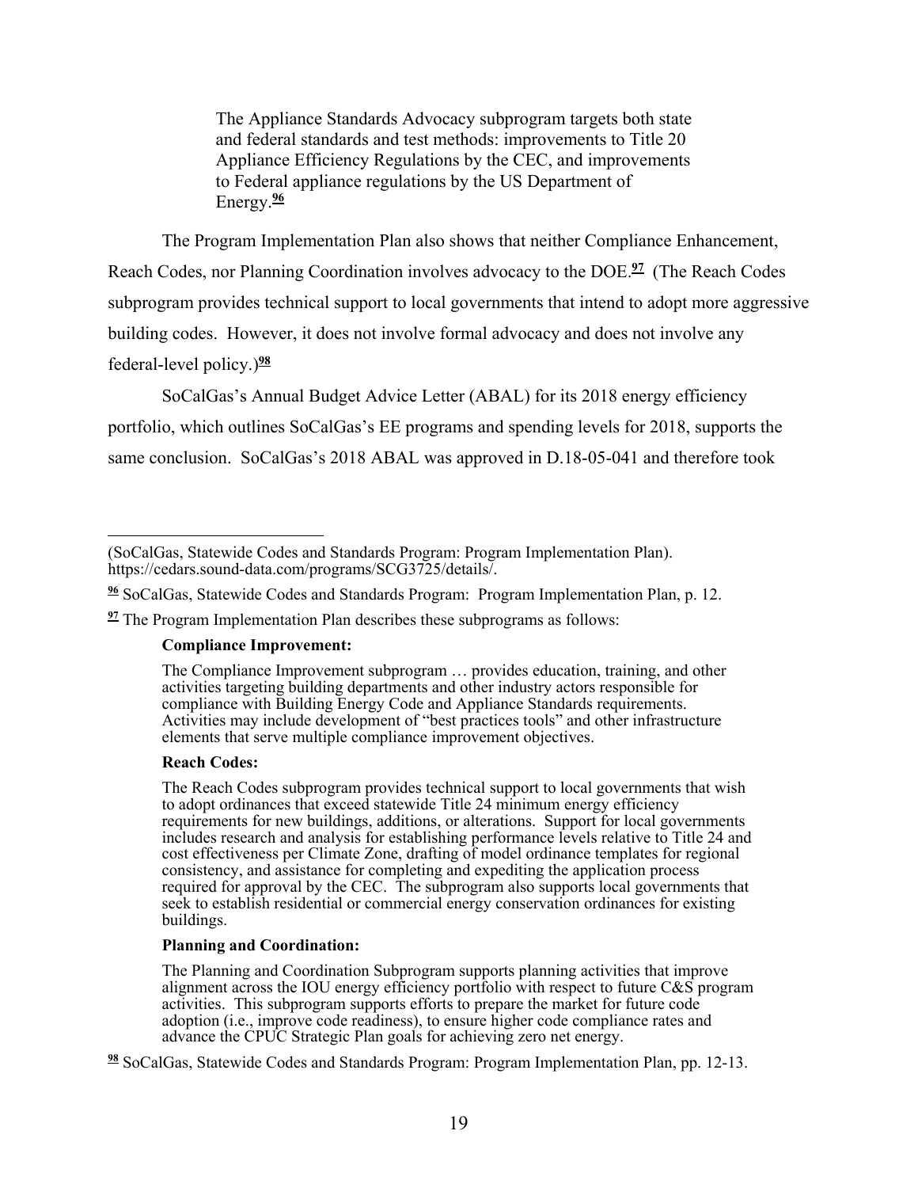> The Appliance Standards Advocacy subprogram targets both state and federal standards and test methods: improvements to Title 20 Appliance Efficiency Regulations by the CEC, and improvements to Federal appliance regulations by the US Department of Energy.[96]

The Program Implementation Plan also shows that neither Compliance Enhancement, Reach Codes, nor Planning Coordination involves advocacy to the DOE.[97] (The Reach Codes subprogram provides technical support to local governments that intend to adopt more aggressive building codes. However, it does not involve formal advocacy and does not involve any federal-level policy.)[98]

SoCalGas's Annual Budget Advice Letter (ABAL) for its 2018 energy efficiency portfolio, which outlines SoCalGas's EE programs and spending levels for 2018, supports the same conclusion. SoCalGas's 2018 ABAL was approved in D.18-05-041 and therefore took

---

(SoCalGas, Statewide Codes and Standards Program: Program Implementation Plan). https://cedars.sound-data.com/programs/SCG3725/details/.

[96] SoCalGas, Statewide Codes and Standards Program: Program Implementation Plan, p. 12.

[97] The Program Implementation Plan describes these subprograms as follows:

> **Compliance Improvement:**
>
> The Compliance Improvement subprogram … provides education, training, and other activities targeting building departments and other industry actors responsible for compliance with Building Energy Code and Appliance Standards requirements. Activities may include development of "best practices tools" and other infrastructure elements that serve multiple compliance improvement objectives.
>
> **Reach Codes:**
>
> The Reach Codes subprogram provides technical support to local governments that wish to adopt ordinances that exceed statewide Title 24 minimum energy efficiency requirements for new buildings, additions, or alterations. Support for local governments includes research and analysis for establishing performance levels relative to Title 24 and cost effectiveness per Climate Zone, drafting of model ordinance templates for regional consistency, and assistance for completing and expediting the application process required for approval by the CEC. The subprogram also supports local governments that seek to establish residential or commercial energy conservation ordinances for existing buildings.
>
> **Planning and Coordination:**
>
> The Planning and Coordination Subprogram supports planning activities that improve alignment across the IOU energy efficiency portfolio with respect to future C&S program activities. This subprogram supports efforts to prepare the market for future code adoption (i.e., improve code readiness), to ensure higher code compliance rates and advance the CPUC Strategic Plan goals for achieving zero net energy.

[98] SoCalGas, Statewide Codes and Standards Program: Program Implementation Plan, pp. 12-13.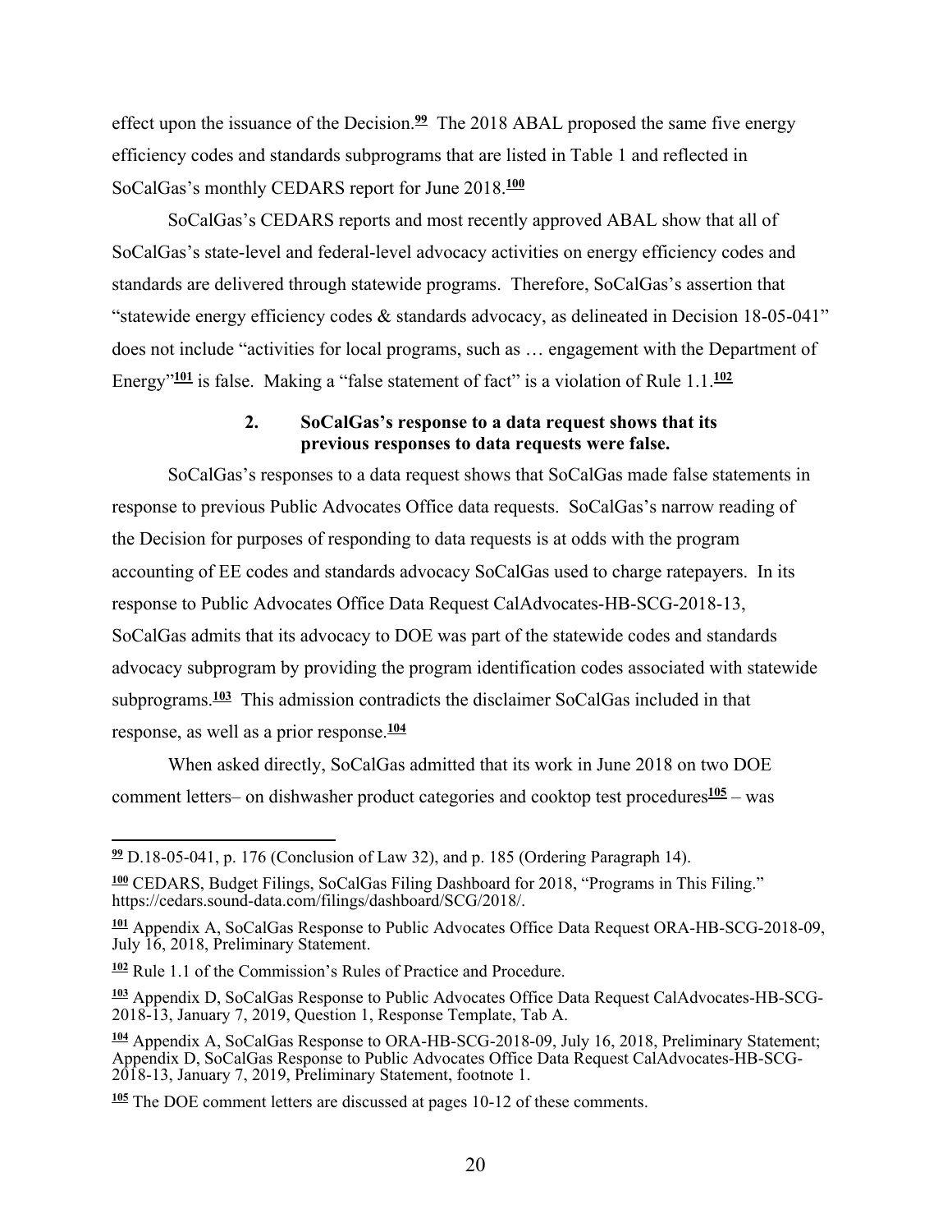effect upon the issuance of the Decision.[99] The 2018 ABAL proposed the same five energy efficiency codes and standards subprograms that are listed in Table 1 and reflected in SoCalGas's monthly CEDARS report for June 2018.[100]

SoCalGas's CEDARS reports and most recently approved ABAL show that all of SoCalGas's state-level and federal-level advocacy activities on energy efficiency codes and standards are delivered through statewide programs. Therefore, SoCalGas's assertion that "statewide energy efficiency codes & standards advocacy, as delineated in Decision 18-05-041" does not include "activities for local programs, such as … engagement with the Department of Energy"[101] is false. Making a "false statement of fact" is a violation of Rule 1.1.[102]

### 2. SoCalGas's response to a data request shows that its previous responses to data requests were false.

SoCalGas's responses to a data request shows that SoCalGas made false statements in response to previous Public Advocates Office data requests. SoCalGas's narrow reading of the Decision for purposes of responding to data requests is at odds with the program accounting of EE codes and standards advocacy SoCalGas used to charge ratepayers. In its response to Public Advocates Office Data Request CalAdvocates-HB-SCG-2018-13, SoCalGas admits that its advocacy to DOE was part of the statewide codes and standards advocacy subprogram by providing the program identification codes associated with statewide subprograms.[103] This admission contradicts the disclaimer SoCalGas included in that response, as well as a prior response.[104]

When asked directly, SoCalGas admitted that its work in June 2018 on two DOE comment letters– on dishwasher product categories and cooktop test procedures[105] – was

---

[99] D.18-05-041, p. 176 (Conclusion of Law 32), and p. 185 (Ordering Paragraph 14).

[100] CEDARS, Budget Filings, SoCalGas Filing Dashboard for 2018, "Programs in This Filing." https://cedars.sound-data.com/filings/dashboard/SCG/2018/.

[101] Appendix A, SoCalGas Response to Public Advocates Office Data Request ORA-HB-SCG-2018-09, July 16, 2018, Preliminary Statement.

[102] Rule 1.1 of the Commission's Rules of Practice and Procedure.

[103] Appendix D, SoCalGas Response to Public Advocates Office Data Request CalAdvocates-HB-SCG-2018-13, January 7, 2019, Question 1, Response Template, Tab A.

[104] Appendix A, SoCalGas Response to ORA-HB-SCG-2018-09, July 16, 2018, Preliminary Statement; Appendix D, SoCalGas Response to Public Advocates Office Data Request CalAdvocates-HB-SCG-2018-13, January 7, 2019, Preliminary Statement, footnote 1.

[105] The DOE comment letters are discussed at pages 10-12 of these comments.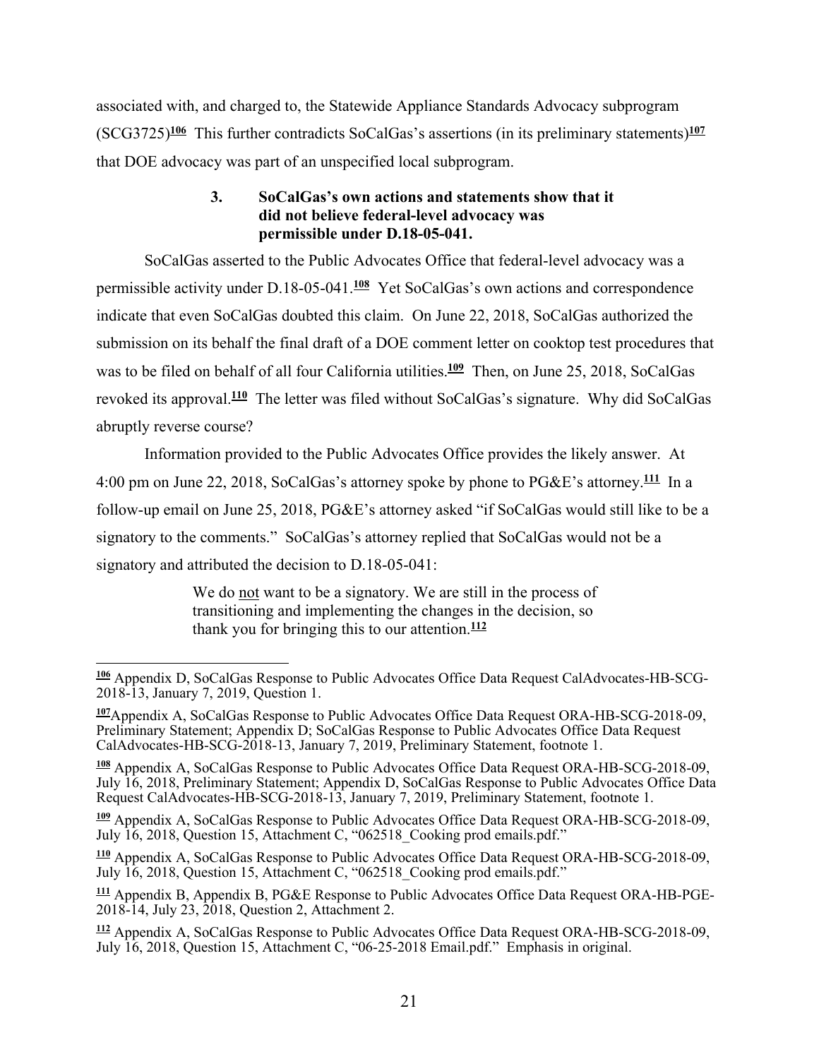associated with, and charged to, the Statewide Appliance Standards Advocacy subprogram (SCG3725)[106] This further contradicts SoCalGas's assertions (in its preliminary statements)[107] that DOE advocacy was part of an unspecified local subprogram.

### 3. SoCalGas's own actions and statements show that it did not believe federal-level advocacy was permissible under D.18-05-041.

SoCalGas asserted to the Public Advocates Office that federal-level advocacy was a permissible activity under D.18-05-041.[108] Yet SoCalGas's own actions and correspondence indicate that even SoCalGas doubted this claim. On June 22, 2018, SoCalGas authorized the submission on its behalf the final draft of a DOE comment letter on cooktop test procedures that was to be filed on behalf of all four California utilities.[109] Then, on June 25, 2018, SoCalGas revoked its approval.[110] The letter was filed without SoCalGas's signature. Why did SoCalGas abruptly reverse course?

Information provided to the Public Advocates Office provides the likely answer. At 4:00 pm on June 22, 2018, SoCalGas's attorney spoke by phone to PG&E's attorney.[111] In a follow-up email on June 25, 2018, PG&E's attorney asked "if SoCalGas would still like to be a signatory to the comments." SoCalGas's attorney replied that SoCalGas would not be a signatory and attributed the decision to D.18-05-041:

> We do <u>not</u> want to be a signatory. We are still in the process of transitioning and implementing the changes in the decision, so thank you for bringing this to our attention.[112]

---

[106] Appendix D, SoCalGas Response to Public Advocates Office Data Request CalAdvocates-HB-SCG-2018-13, January 7, 2019, Question 1.

[107] Appendix A, SoCalGas Response to Public Advocates Office Data Request ORA-HB-SCG-2018-09, Preliminary Statement; Appendix D; SoCalGas Response to Public Advocates Office Data Request CalAdvocates-HB-SCG-2018-13, January 7, 2019, Preliminary Statement, footnote 1.

[108] Appendix A, SoCalGas Response to Public Advocates Office Data Request ORA-HB-SCG-2018-09, July 16, 2018, Preliminary Statement; Appendix D, SoCalGas Response to Public Advocates Office Data Request CalAdvocates-HB-SCG-2018-13, January 7, 2019, Preliminary Statement, footnote 1.

[109] Appendix A, SoCalGas Response to Public Advocates Office Data Request ORA-HB-SCG-2018-09, July 16, 2018, Question 15, Attachment C, "062518_Cooking prod emails.pdf."

[110] Appendix A, SoCalGas Response to Public Advocates Office Data Request ORA-HB-SCG-2018-09, July 16, 2018, Question 15, Attachment C, "062518_Cooking prod emails.pdf."

[111] Appendix B, Appendix B, PG&E Response to Public Advocates Office Data Request ORA-HB-PGE-2018-14, July 23, 2018, Question 2, Attachment 2.

[112] Appendix A, SoCalGas Response to Public Advocates Office Data Request ORA-HB-SCG-2018-09, July 16, 2018, Question 15, Attachment C, "06-25-2018 Email.pdf." Emphasis in original.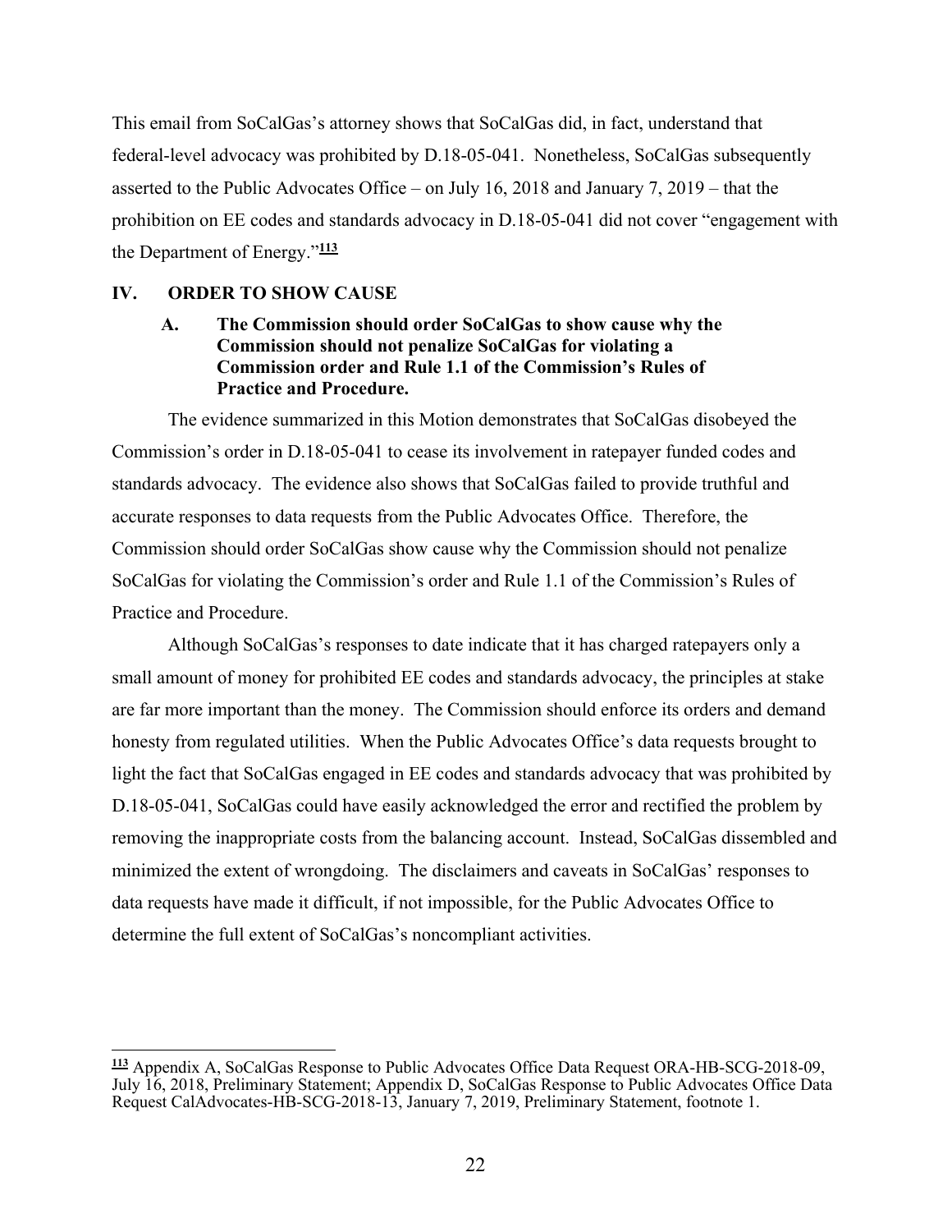This email from SoCalGas's attorney shows that SoCalGas did, in fact, understand that federal-level advocacy was prohibited by D.18-05-041. Nonetheless, SoCalGas subsequently asserted to the Public Advocates Office – on July 16, 2018 and January 7, 2019 – that the prohibition on EE codes and standards advocacy in D.18-05-041 did not cover "engagement with the Department of Energy."[113]

## IV. ORDER TO SHOW CAUSE

### A. The Commission should order SoCalGas to show cause why the Commission should not penalize SoCalGas for violating a Commission order and Rule 1.1 of the Commission's Rules of Practice and Procedure.

The evidence summarized in this Motion demonstrates that SoCalGas disobeyed the Commission's order in D.18-05-041 to cease its involvement in ratepayer funded codes and standards advocacy. The evidence also shows that SoCalGas failed to provide truthful and accurate responses to data requests from the Public Advocates Office. Therefore, the Commission should order SoCalGas show cause why the Commission should not penalize SoCalGas for violating the Commission's order and Rule 1.1 of the Commission's Rules of Practice and Procedure.

Although SoCalGas's responses to date indicate that it has charged ratepayers only a small amount of money for prohibited EE codes and standards advocacy, the principles at stake are far more important than the money. The Commission should enforce its orders and demand honesty from regulated utilities. When the Public Advocates Office's data requests brought to light the fact that SoCalGas engaged in EE codes and standards advocacy that was prohibited by D.18-05-041, SoCalGas could have easily acknowledged the error and rectified the problem by removing the inappropriate costs from the balancing account. Instead, SoCalGas dissembled and minimized the extent of wrongdoing. The disclaimers and caveats in SoCalGas' responses to data requests have made it difficult, if not impossible, for the Public Advocates Office to determine the full extent of SoCalGas's noncompliant activities.

---

[113] Appendix A, SoCalGas Response to Public Advocates Office Data Request ORA-HB-SCG-2018-09, July 16, 2018, Preliminary Statement; Appendix D, SoCalGas Response to Public Advocates Office Data Request CalAdvocates-HB-SCG-2018-13, January 7, 2019, Preliminary Statement, footnote 1.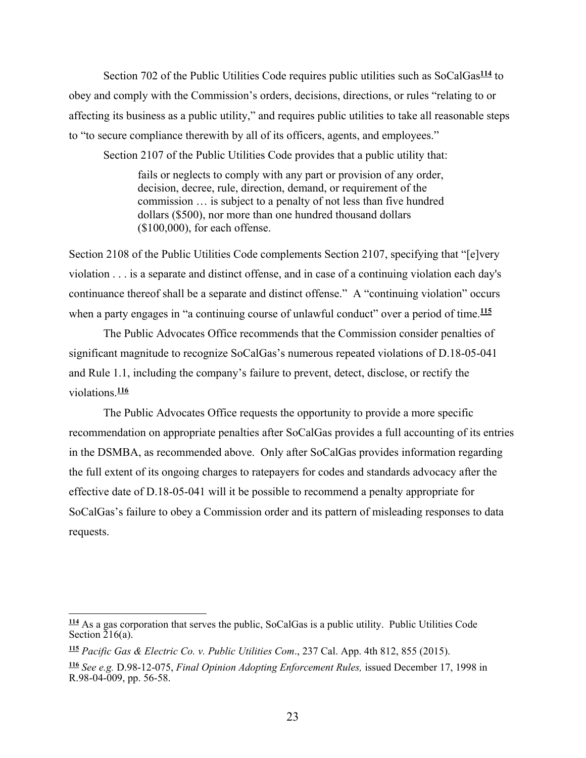Section 702 of the Public Utilities Code requires public utilities such as SoCalGas[114] to obey and comply with the Commission's orders, decisions, directions, or rules "relating to or affecting its business as a public utility," and requires public utilities to take all reasonable steps to "to secure compliance therewith by all of its officers, agents, and employees."

Section 2107 of the Public Utilities Code provides that a public utility that:

> fails or neglects to comply with any part or provision of any order, decision, decree, rule, direction, demand, or requirement of the commission … is subject to a penalty of not less than five hundred dollars ($500), nor more than one hundred thousand dollars ($100,000), for each offense.

Section 2108 of the Public Utilities Code complements Section 2107, specifying that "[e]very violation . . . is a separate and distinct offense, and in case of a continuing violation each day's continuance thereof shall be a separate and distinct offense." A "continuing violation" occurs when a party engages in "a continuing course of unlawful conduct" over a period of time.[115]

The Public Advocates Office recommends that the Commission consider penalties of significant magnitude to recognize SoCalGas's numerous repeated violations of D.18-05-041 and Rule 1.1, including the company's failure to prevent, detect, disclose, or rectify the violations.[116]

The Public Advocates Office requests the opportunity to provide a more specific recommendation on appropriate penalties after SoCalGas provides a full accounting of its entries in the DSMBA, as recommended above. Only after SoCalGas provides information regarding the full extent of its ongoing charges to ratepayers for codes and standards advocacy after the effective date of D.18-05-041 will it be possible to recommend a penalty appropriate for SoCalGas's failure to obey a Commission order and its pattern of misleading responses to data requests.

---

[114] As a gas corporation that serves the public, SoCalGas is a public utility. Public Utilities Code Section 216(a).

[115] *Pacific Gas & Electric Co. v. Public Utilities Com*., 237 Cal. App. 4th 812, 855 (2015).

[116] *See e.g.* D.98-12-075, *Final Opinion Adopting Enforcement Rules,* issued December 17, 1998 in R.98-04-009, pp. 56-58.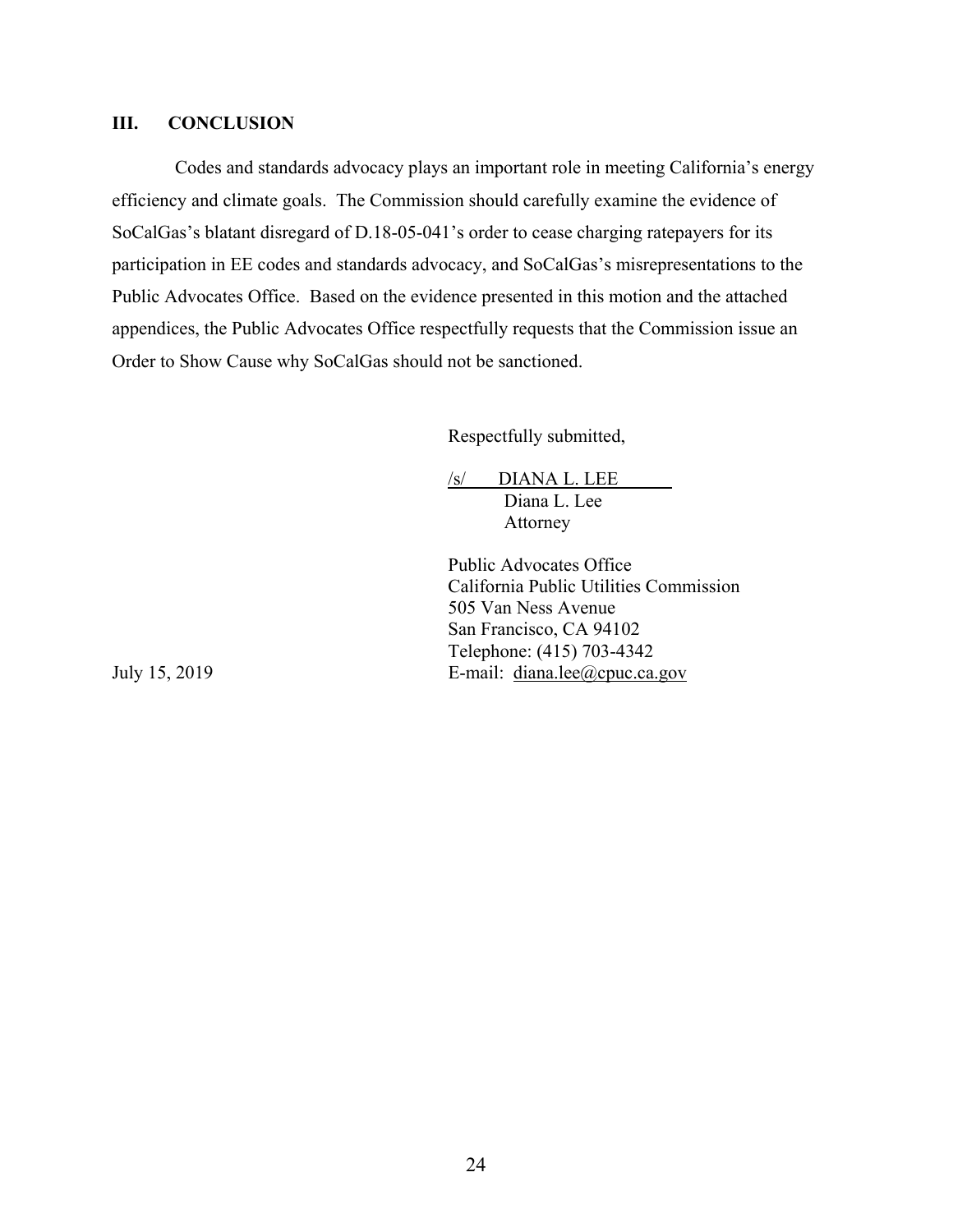## III. CONCLUSION

Codes and standards advocacy plays an important role in meeting California's energy efficiency and climate goals. The Commission should carefully examine the evidence of SoCalGas's blatant disregard of D.18-05-041's order to cease charging ratepayers for its participation in EE codes and standards advocacy, and SoCalGas's misrepresentations to the Public Advocates Office. Based on the evidence presented in this motion and the attached appendices, the Public Advocates Office respectfully requests that the Commission issue an Order to Show Cause why SoCalGas should not be sanctioned.

Respectfully submitted,

/s/ DIANA L. LEE
Diana L. Lee
Attorney

Public Advocates Office
California Public Utilities Commission
505 Van Ness Avenue
San Francisco, CA 94102
Telephone: (415) 703-4342
E-mail: diana.lee@cpuc.ca.gov

July 15, 2019